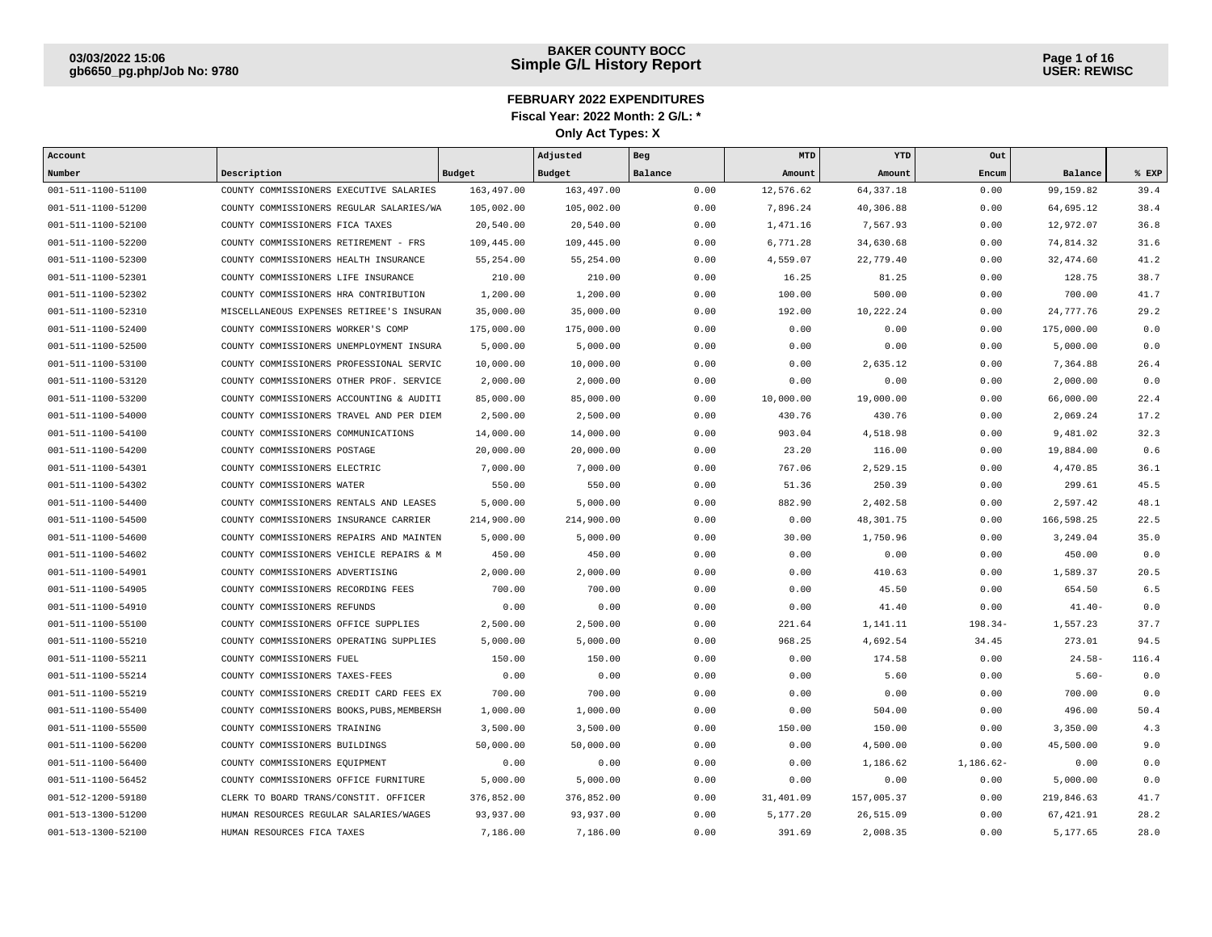# BAKER COUNTY BOCC
## Simple G/L History Report

03/03/2022 15:06
gb6650_pg.php/Job No: 9780

USER: REWISC

### FEBRUARY 2022 EXPENDITURES

**Fiscal Year: 2022 Month: 2 G/L: \***

**Only Act Types: X**

| Account Number | Description | Budget | Adjusted Budget | Beg Balance | MTD Amount | YTD Amount | Out Encum | Balance | % EXP |
|---|---|---|---|---|---|---|---|---|---|
| 001-511-1100-51100 | COUNTY COMMISSIONERS EXECUTIVE SALARIES | 163,497.00 | 163,497.00 | 0.00 | 12,576.62 | 64,337.18 | 0.00 | 99,159.82 | 39.4 |
| 001-511-1100-51200 | COUNTY COMMISSIONERS REGULAR SALARIES/WA | 105,002.00 | 105,002.00 | 0.00 | 7,896.24 | 40,306.88 | 0.00 | 64,695.12 | 38.4 |
| 001-511-1100-52100 | COUNTY COMMISSIONERS FICA TAXES | 20,540.00 | 20,540.00 | 0.00 | 1,471.16 | 7,567.93 | 0.00 | 12,972.07 | 36.8 |
| 001-511-1100-52200 | COUNTY COMMISSIONERS RETIREMENT - FRS | 109,445.00 | 109,445.00 | 0.00 | 6,771.28 | 34,630.68 | 0.00 | 74,814.32 | 31.6 |
| 001-511-1100-52300 | COUNTY COMMISSIONERS HEALTH INSURANCE | 55,254.00 | 55,254.00 | 0.00 | 4,559.07 | 22,779.40 | 0.00 | 32,474.60 | 41.2 |
| 001-511-1100-52301 | COUNTY COMMISSIONERS LIFE INSURANCE | 210.00 | 210.00 | 0.00 | 16.25 | 81.25 | 0.00 | 128.75 | 38.7 |
| 001-511-1100-52302 | COUNTY COMMISSIONERS HRA CONTRIBUTION | 1,200.00 | 1,200.00 | 0.00 | 100.00 | 500.00 | 0.00 | 700.00 | 41.7 |
| 001-511-1100-52310 | MISCELLANEOUS EXPENSES RETIREE'S INSURAN | 35,000.00 | 35,000.00 | 0.00 | 192.00 | 10,222.24 | 0.00 | 24,777.76 | 29.2 |
| 001-511-1100-52400 | COUNTY COMMISSIONERS WORKER'S COMP | 175,000.00 | 175,000.00 | 0.00 | 0.00 | 0.00 | 0.00 | 175,000.00 | 0.0 |
| 001-511-1100-52500 | COUNTY COMMISSIONERS UNEMPLOYMENT INSURA | 5,000.00 | 5,000.00 | 0.00 | 0.00 | 0.00 | 0.00 | 5,000.00 | 0.0 |
| 001-511-1100-53100 | COUNTY COMMISSIONERS PROFESSIONAL SERVIC | 10,000.00 | 10,000.00 | 0.00 | 0.00 | 2,635.12 | 0.00 | 7,364.88 | 26.4 |
| 001-511-1100-53120 | COUNTY COMMISSIONERS OTHER PROF. SERVICE | 2,000.00 | 2,000.00 | 0.00 | 0.00 | 0.00 | 0.00 | 2,000.00 | 0.0 |
| 001-511-1100-53200 | COUNTY COMMISSIONERS ACCOUNTING & AUDITI | 85,000.00 | 85,000.00 | 0.00 | 10,000.00 | 19,000.00 | 0.00 | 66,000.00 | 22.4 |
| 001-511-1100-54000 | COUNTY COMMISSIONERS TRAVEL AND PER DIEM | 2,500.00 | 2,500.00 | 0.00 | 430.76 | 430.76 | 0.00 | 2,069.24 | 17.2 |
| 001-511-1100-54100 | COUNTY COMMISSIONERS COMMUNICATIONS | 14,000.00 | 14,000.00 | 0.00 | 903.04 | 4,518.98 | 0.00 | 9,481.02 | 32.3 |
| 001-511-1100-54200 | COUNTY COMMISSIONERS POSTAGE | 20,000.00 | 20,000.00 | 0.00 | 23.20 | 116.00 | 0.00 | 19,884.00 | 0.6 |
| 001-511-1100-54301 | COUNTY COMMISSIONERS ELECTRIC | 7,000.00 | 7,000.00 | 0.00 | 767.06 | 2,529.15 | 0.00 | 4,470.85 | 36.1 |
| 001-511-1100-54302 | COUNTY COMMISSIONERS WATER | 550.00 | 550.00 | 0.00 | 51.36 | 250.39 | 0.00 | 299.61 | 45.5 |
| 001-511-1100-54400 | COUNTY COMMISSIONERS RENTALS AND LEASES | 5,000.00 | 5,000.00 | 0.00 | 882.90 | 2,402.58 | 0.00 | 2,597.42 | 48.1 |
| 001-511-1100-54500 | COUNTY COMMISSIONERS INSURANCE CARRIER | 214,900.00 | 214,900.00 | 0.00 | 0.00 | 48,301.75 | 0.00 | 166,598.25 | 22.5 |
| 001-511-1100-54600 | COUNTY COMMISSIONERS REPAIRS AND MAINTEN | 5,000.00 | 5,000.00 | 0.00 | 30.00 | 1,750.96 | 0.00 | 3,249.04 | 35.0 |
| 001-511-1100-54602 | COUNTY COMMISSIONERS VEHICLE REPAIRS & M | 450.00 | 450.00 | 0.00 | 0.00 | 0.00 | 0.00 | 450.00 | 0.0 |
| 001-511-1100-54901 | COUNTY COMMISSIONERS ADVERTISING | 2,000.00 | 2,000.00 | 0.00 | 0.00 | 410.63 | 0.00 | 1,589.37 | 20.5 |
| 001-511-1100-54905 | COUNTY COMMISSIONERS RECORDING FEES | 700.00 | 700.00 | 0.00 | 0.00 | 45.50 | 0.00 | 654.50 | 6.5 |
| 001-511-1100-54910 | COUNTY COMMISSIONERS REFUNDS | 0.00 | 0.00 | 0.00 | 0.00 | 41.40 | 0.00 | 41.40- | 0.0 |
| 001-511-1100-55100 | COUNTY COMMISSIONERS OFFICE SUPPLIES | 2,500.00 | 2,500.00 | 0.00 | 221.64 | 1,141.11 | 198.34- | 1,557.23 | 37.7 |
| 001-511-1100-55210 | COUNTY COMMISSIONERS OPERATING SUPPLIES | 5,000.00 | 5,000.00 | 0.00 | 968.25 | 4,692.54 | 34.45 | 273.01 | 94.5 |
| 001-511-1100-55211 | COUNTY COMMISSIONERS FUEL | 150.00 | 150.00 | 0.00 | 0.00 | 174.58 | 0.00 | 24.58- | 116.4 |
| 001-511-1100-55214 | COUNTY COMMISSIONERS TAXES-FEES | 0.00 | 0.00 | 0.00 | 0.00 | 5.60 | 0.00 | 5.60- | 0.0 |
| 001-511-1100-55219 | COUNTY COMMISSIONERS CREDIT CARD FEES EX | 700.00 | 700.00 | 0.00 | 0.00 | 0.00 | 0.00 | 700.00 | 0.0 |
| 001-511-1100-55400 | COUNTY COMMISSIONERS BOOKS,PUBS,MEMBERSH | 1,000.00 | 1,000.00 | 0.00 | 0.00 | 504.00 | 0.00 | 496.00 | 50.4 |
| 001-511-1100-55500 | COUNTY COMMISSIONERS TRAINING | 3,500.00 | 3,500.00 | 0.00 | 150.00 | 150.00 | 0.00 | 3,350.00 | 4.3 |
| 001-511-1100-56200 | COUNTY COMMISSIONERS BUILDINGS | 50,000.00 | 50,000.00 | 0.00 | 0.00 | 4,500.00 | 0.00 | 45,500.00 | 9.0 |
| 001-511-1100-56400 | COUNTY COMMISSIONERS EQUIPMENT | 0.00 | 0.00 | 0.00 | 0.00 | 1,186.62 | 1,186.62- | 0.00 | 0.0 |
| 001-511-1100-56452 | COUNTY COMMISSIONERS OFFICE FURNITURE | 5,000.00 | 5,000.00 | 0.00 | 0.00 | 0.00 | 0.00 | 5,000.00 | 0.0 |
| 001-512-1200-59180 | CLERK TO BOARD TRANS/CONSTIT. OFFICER | 376,852.00 | 376,852.00 | 0.00 | 31,401.09 | 157,005.37 | 0.00 | 219,846.63 | 41.7 |
| 001-513-1300-51200 | HUMAN RESOURCES REGULAR SALARIES/WAGES | 93,937.00 | 93,937.00 | 0.00 | 5,177.20 | 26,515.09 | 0.00 | 67,421.91 | 28.2 |
| 001-513-1300-52100 | HUMAN RESOURCES FICA TAXES | 7,186.00 | 7,186.00 | 0.00 | 391.69 | 2,008.35 | 0.00 | 5,177.65 | 28.0 |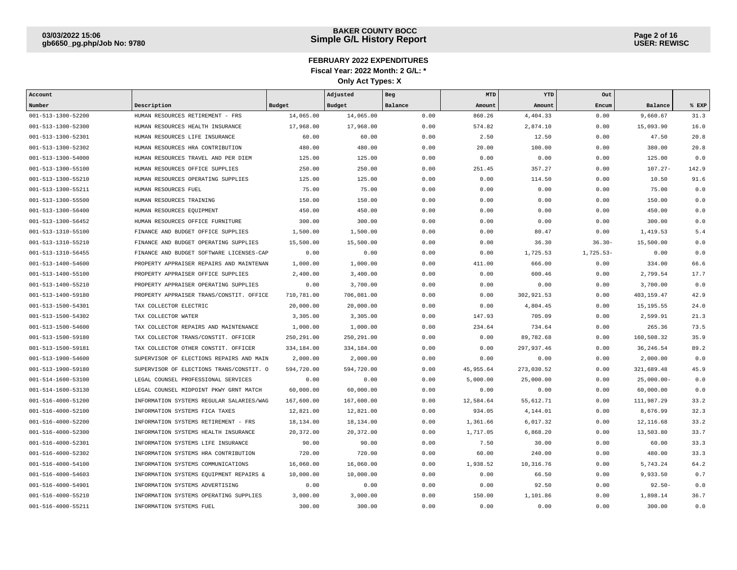## FEBRUARY 2022 EXPENDITURES

**Fiscal Year: 2022 Month: 2 G/L: \***

**Only Act Types: X**

| Account Number | Description | Budget | Adjusted Budget | Beg Balance | MTD Amount | YTD Amount | Out Encum | Balance | % EXP |
|---|---|---|---|---|---|---|---|---|---|
| 001-513-1300-52200 | HUMAN RESOURCES RETIREMENT - FRS | 14,065.00 | 14,065.00 | 0.00 | 860.26 | 4,404.33 | 0.00 | 9,660.67 | 31.3 |
| 001-513-1300-52300 | HUMAN RESOURCES HEALTH INSURANCE | 17,968.00 | 17,968.00 | 0.00 | 574.82 | 2,874.10 | 0.00 | 15,093.90 | 16.0 |
| 001-513-1300-52301 | HUMAN RESOURCES LIFE INSURANCE | 60.00 | 60.00 | 0.00 | 2.50 | 12.50 | 0.00 | 47.50 | 20.8 |
| 001-513-1300-52302 | HUMAN RESOURCES HRA CONTRIBUTION | 480.00 | 480.00 | 0.00 | 20.00 | 100.00 | 0.00 | 380.00 | 20.8 |
| 001-513-1300-54000 | HUMAN RESOURCES TRAVEL AND PER DIEM | 125.00 | 125.00 | 0.00 | 0.00 | 0.00 | 0.00 | 125.00 | 0.0 |
| 001-513-1300-55100 | HUMAN RESOURCES OFFICE SUPPLIES | 250.00 | 250.00 | 0.00 | 251.45 | 357.27 | 0.00 | 107.27- | 142.9 |
| 001-513-1300-55210 | HUMAN RESOURCES OPERATING SUPPLIES | 125.00 | 125.00 | 0.00 | 0.00 | 114.50 | 0.00 | 10.50 | 91.6 |
| 001-513-1300-55211 | HUMAN RESOURCES FUEL | 75.00 | 75.00 | 0.00 | 0.00 | 0.00 | 0.00 | 75.00 | 0.0 |
| 001-513-1300-55500 | HUMAN RESOURCES TRAINING | 150.00 | 150.00 | 0.00 | 0.00 | 0.00 | 0.00 | 150.00 | 0.0 |
| 001-513-1300-56400 | HUMAN RESOURCES EQUIPMENT | 450.00 | 450.00 | 0.00 | 0.00 | 0.00 | 0.00 | 450.00 | 0.0 |
| 001-513-1300-56452 | HUMAN RESOURCES OFFICE FURNITURE | 300.00 | 300.00 | 0.00 | 0.00 | 0.00 | 0.00 | 300.00 | 0.0 |
| 001-513-1310-55100 | FINANCE AND BUDGET OFFICE SUPPLIES | 1,500.00 | 1,500.00 | 0.00 | 0.00 | 80.47 | 0.00 | 1,419.53 | 5.4 |
| 001-513-1310-55210 | FINANCE AND BUDGET OPERATING SUPPLIES | 15,500.00 | 15,500.00 | 0.00 | 0.00 | 36.30 | 36.30- | 15,500.00 | 0.0 |
| 001-513-1310-56455 | FINANCE AND BUDGET SOFTWARE LICENSES-CAP | 0.00 | 0.00 | 0.00 | 0.00 | 1,725.53 | 1,725.53- | 0.00 | 0.0 |
| 001-513-1400-54600 | PROPERTY APPRAISER REPAIRS AND MAINTENAN | 1,000.00 | 1,000.00 | 0.00 | 411.00 | 666.00 | 0.00 | 334.00 | 66.6 |
| 001-513-1400-55100 | PROPERTY APPRAISER OFFICE SUPPLIES | 2,400.00 | 3,400.00 | 0.00 | 0.00 | 600.46 | 0.00 | 2,799.54 | 17.7 |
| 001-513-1400-55210 | PROPERTY APPRAISER OPERATING SUPPLIES | 0.00 | 3,700.00 | 0.00 | 0.00 | 0.00 | 0.00 | 3,700.00 | 0.0 |
| 001-513-1400-59180 | PROPERTY APPRAISER TRANS/CONSTIT. OFFICE | 710,781.00 | 706,081.00 | 0.00 | 0.00 | 302,921.53 | 0.00 | 403,159.47 | 42.9 |
| 001-513-1500-54301 | TAX COLLECTOR ELECTRIC | 20,000.00 | 20,000.00 | 0.00 | 0.00 | 4,804.45 | 0.00 | 15,195.55 | 24.0 |
| 001-513-1500-54302 | TAX COLLECTOR WATER | 3,305.00 | 3,305.00 | 0.00 | 147.93 | 705.09 | 0.00 | 2,599.91 | 21.3 |
| 001-513-1500-54600 | TAX COLLECTOR REPAIRS AND MAINTENANCE | 1,000.00 | 1,000.00 | 0.00 | 234.64 | 734.64 | 0.00 | 265.36 | 73.5 |
| 001-513-1500-59180 | TAX COLLECTOR TRANS/CONSTIT. OFFICER | 250,291.00 | 250,291.00 | 0.00 | 0.00 | 89,782.68 | 0.00 | 160,508.32 | 35.9 |
| 001-513-1500-59181 | TAX COLLECTOR OTHER CONSTIT. OFFICER | 334,184.00 | 334,184.00 | 0.00 | 0.00 | 297,937.46 | 0.00 | 36,246.54 | 89.2 |
| 001-513-1900-54600 | SUPERVISOR OF ELECTIONS REPAIRS AND MAIN | 2,000.00 | 2,000.00 | 0.00 | 0.00 | 0.00 | 0.00 | 2,000.00 | 0.0 |
| 001-513-1900-59180 | SUPERVISOR OF ELECTIONS TRANS/CONSTIT. O | 594,720.00 | 594,720.00 | 0.00 | 45,955.64 | 273,030.52 | 0.00 | 321,689.48 | 45.9 |
| 001-514-1600-53100 | LEGAL COUNSEL PROFESSIONAL SERVICES | 0.00 | 0.00 | 0.00 | 5,000.00 | 25,000.00 | 0.00 | 25,000.00- | 0.0 |
| 001-514-1600-53130 | LEGAL COUNSEL MIDPOINT PKWY GRNT MATCH | 60,000.00 | 60,000.00 | 0.00 | 0.00 | 0.00 | 0.00 | 60,000.00 | 0.0 |
| 001-516-4000-51200 | INFORMATION SYSTEMS REGULAR SALARIES/WAG | 167,600.00 | 167,600.00 | 0.00 | 12,584.64 | 55,612.71 | 0.00 | 111,987.29 | 33.2 |
| 001-516-4000-52100 | INFORMATION SYSTEMS FICA TAXES | 12,821.00 | 12,821.00 | 0.00 | 934.05 | 4,144.01 | 0.00 | 8,676.99 | 32.3 |
| 001-516-4000-52200 | INFORMATION SYSTEMS RETIREMENT - FRS | 18,134.00 | 18,134.00 | 0.00 | 1,361.66 | 6,017.32 | 0.00 | 12,116.68 | 33.2 |
| 001-516-4000-52300 | INFORMATION SYSTEMS HEALTH INSURANCE | 20,372.00 | 20,372.00 | 0.00 | 1,717.05 | 6,868.20 | 0.00 | 13,503.80 | 33.7 |
| 001-516-4000-52301 | INFORMATION SYSTEMS LIFE INSURANCE | 90.00 | 90.00 | 0.00 | 7.50 | 30.00 | 0.00 | 60.00 | 33.3 |
| 001-516-4000-52302 | INFORMATION SYSTEMS HRA CONTRIBUTION | 720.00 | 720.00 | 0.00 | 60.00 | 240.00 | 0.00 | 480.00 | 33.3 |
| 001-516-4000-54100 | INFORMATION SYSTEMS COMMUNICATIONS | 16,060.00 | 16,060.00 | 0.00 | 1,938.52 | 10,316.76 | 0.00 | 5,743.24 | 64.2 |
| 001-516-4000-54603 | INFORMATION SYSTEMS EQUIPMENT REPAIRS & | 10,000.00 | 10,000.00 | 0.00 | 0.00 | 66.50 | 0.00 | 9,933.50 | 0.7 |
| 001-516-4000-54901 | INFORMATION SYSTEMS ADVERTISING | 0.00 | 0.00 | 0.00 | 0.00 | 92.50 | 0.00 | 92.50- | 0.0 |
| 001-516-4000-55210 | INFORMATION SYSTEMS OPERATING SUPPLIES | 3,000.00 | 3,000.00 | 0.00 | 150.00 | 1,101.86 | 0.00 | 1,898.14 | 36.7 |
| 001-516-4000-55211 | INFORMATION SYSTEMS FUEL | 300.00 | 300.00 | 0.00 | 0.00 | 0.00 | 0.00 | 300.00 | 0.0 |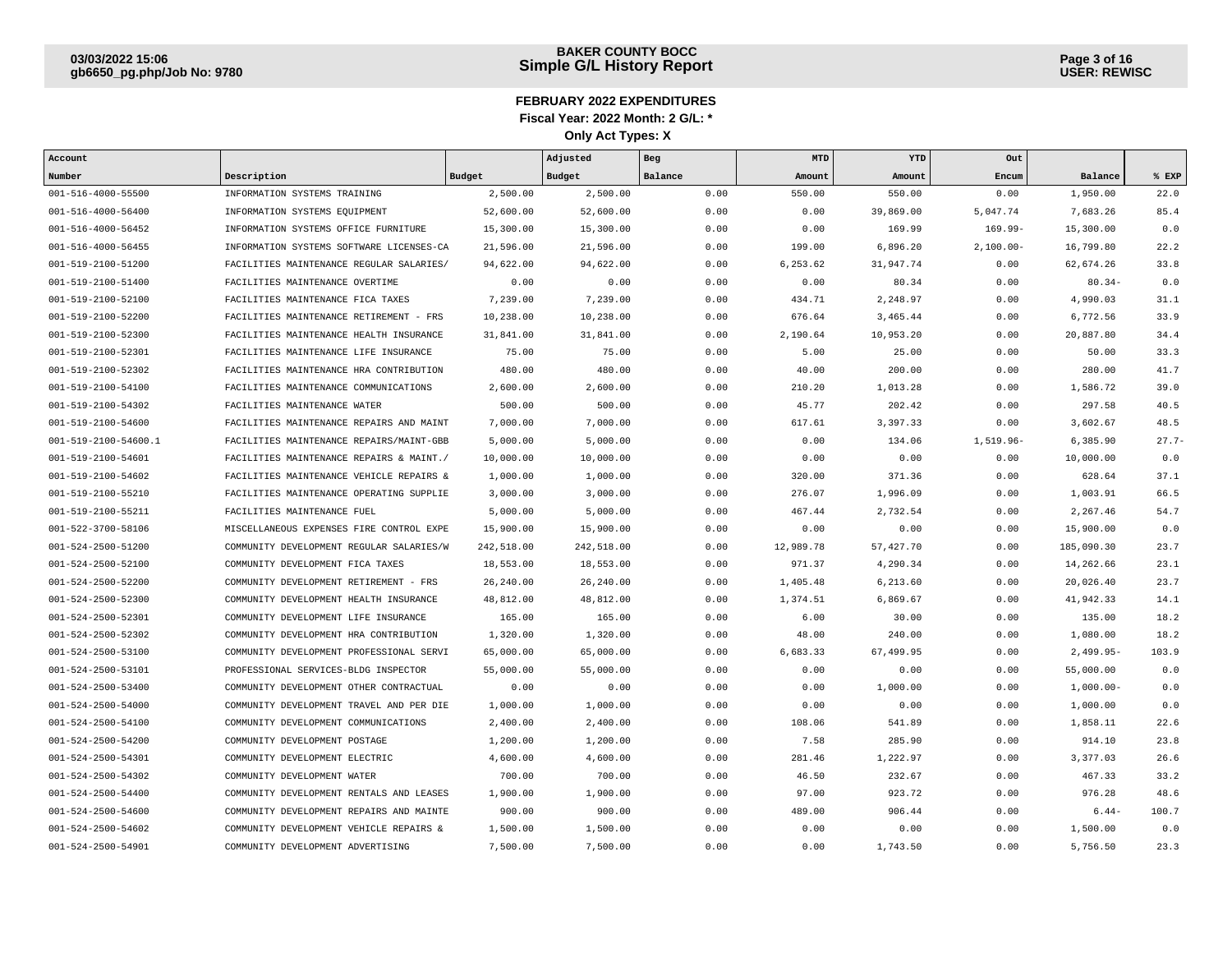**BAKER COUNTY BOCC**
**Simple G/L History Report**

## FEBRUARY 2022 EXPENDITURES

**Fiscal Year: 2022 Month: 2 G/L: \***

**Only Act Types: X**

| Account Number | Description | Budget | Adjusted Budget | Beg Balance | MTD Amount | YTD Amount | Out Encum | Balance | % EXP |
|---|---|---|---|---|---|---|---|---|---|
| 001-516-4000-55500 | INFORMATION SYSTEMS TRAINING | 2,500.00 | 2,500.00 | 0.00 | 550.00 | 550.00 | 0.00 | 1,950.00 | 22.0 |
| 001-516-4000-56400 | INFORMATION SYSTEMS EQUIPMENT | 52,600.00 | 52,600.00 | 0.00 | 0.00 | 39,869.00 | 5,047.74 | 7,683.26 | 85.4 |
| 001-516-4000-56452 | INFORMATION SYSTEMS OFFICE FURNITURE | 15,300.00 | 15,300.00 | 0.00 | 0.00 | 169.99 | 169.99- | 15,300.00 | 0.0 |
| 001-516-4000-56455 | INFORMATION SYSTEMS SOFTWARE LICENSES-CA | 21,596.00 | 21,596.00 | 0.00 | 199.00 | 6,896.20 | 2,100.00- | 16,799.80 | 22.2 |
| 001-519-2100-51200 | FACILITIES MAINTENANCE REGULAR SALARIES/ | 94,622.00 | 94,622.00 | 0.00 | 6,253.62 | 31,947.74 | 0.00 | 62,674.26 | 33.8 |
| 001-519-2100-51400 | FACILITIES MAINTENANCE OVERTIME | 0.00 | 0.00 | 0.00 | 0.00 | 80.34 | 0.00 | 80.34- | 0.0 |
| 001-519-2100-52100 | FACILITIES MAINTENANCE FICA TAXES | 7,239.00 | 7,239.00 | 0.00 | 434.71 | 2,248.97 | 0.00 | 4,990.03 | 31.1 |
| 001-519-2100-52200 | FACILITIES MAINTENANCE RETIREMENT - FRS | 10,238.00 | 10,238.00 | 0.00 | 676.64 | 3,465.44 | 0.00 | 6,772.56 | 33.9 |
| 001-519-2100-52300 | FACILITIES MAINTENANCE HEALTH INSURANCE | 31,841.00 | 31,841.00 | 0.00 | 2,190.64 | 10,953.20 | 0.00 | 20,887.80 | 34.4 |
| 001-519-2100-52301 | FACILITIES MAINTENANCE LIFE INSURANCE | 75.00 | 75.00 | 0.00 | 5.00 | 25.00 | 0.00 | 50.00 | 33.3 |
| 001-519-2100-52302 | FACILITIES MAINTENANCE HRA CONTRIBUTION | 480.00 | 480.00 | 0.00 | 40.00 | 200.00 | 0.00 | 280.00 | 41.7 |
| 001-519-2100-54100 | FACILITIES MAINTENANCE COMMUNICATIONS | 2,600.00 | 2,600.00 | 0.00 | 210.20 | 1,013.28 | 0.00 | 1,586.72 | 39.0 |
| 001-519-2100-54302 | FACILITIES MAINTENANCE WATER | 500.00 | 500.00 | 0.00 | 45.77 | 202.42 | 0.00 | 297.58 | 40.5 |
| 001-519-2100-54600 | FACILITIES MAINTENANCE REPAIRS AND MAINT | 7,000.00 | 7,000.00 | 0.00 | 617.61 | 3,397.33 | 0.00 | 3,602.67 | 48.5 |
| 001-519-2100-54600.1 | FACILITIES MAINTENANCE REPAIRS/MAINT-GBB | 5,000.00 | 5,000.00 | 0.00 | 0.00 | 134.06 | 1,519.96- | 6,385.90 | 27.7- |
| 001-519-2100-54601 | FACILITIES MAINTENANCE REPAIRS & MAINT./ | 10,000.00 | 10,000.00 | 0.00 | 0.00 | 0.00 | 0.00 | 10,000.00 | 0.0 |
| 001-519-2100-54602 | FACILITIES MAINTENANCE VEHICLE REPAIRS & | 1,000.00 | 1,000.00 | 0.00 | 320.00 | 371.36 | 0.00 | 628.64 | 37.1 |
| 001-519-2100-55210 | FACILITIES MAINTENANCE OPERATING SUPPLIE | 3,000.00 | 3,000.00 | 0.00 | 276.07 | 1,996.09 | 0.00 | 1,003.91 | 66.5 |
| 001-519-2100-55211 | FACILITIES MAINTENANCE FUEL | 5,000.00 | 5,000.00 | 0.00 | 467.44 | 2,732.54 | 0.00 | 2,267.46 | 54.7 |
| 001-522-3700-58106 | MISCELLANEOUS EXPENSES FIRE CONTROL EXPE | 15,900.00 | 15,900.00 | 0.00 | 0.00 | 0.00 | 0.00 | 15,900.00 | 0.0 |
| 001-524-2500-51200 | COMMUNITY DEVELOPMENT REGULAR SALARIES/W | 242,518.00 | 242,518.00 | 0.00 | 12,989.78 | 57,427.70 | 0.00 | 185,090.30 | 23.7 |
| 001-524-2500-52100 | COMMUNITY DEVELOPMENT FICA TAXES | 18,553.00 | 18,553.00 | 0.00 | 971.37 | 4,290.34 | 0.00 | 14,262.66 | 23.1 |
| 001-524-2500-52200 | COMMUNITY DEVELOPMENT RETIREMENT - FRS | 26,240.00 | 26,240.00 | 0.00 | 1,405.48 | 6,213.60 | 0.00 | 20,026.40 | 23.7 |
| 001-524-2500-52300 | COMMUNITY DEVELOPMENT HEALTH INSURANCE | 48,812.00 | 48,812.00 | 0.00 | 1,374.51 | 6,869.67 | 0.00 | 41,942.33 | 14.1 |
| 001-524-2500-52301 | COMMUNITY DEVELOPMENT LIFE INSURANCE | 165.00 | 165.00 | 0.00 | 6.00 | 30.00 | 0.00 | 135.00 | 18.2 |
| 001-524-2500-52302 | COMMUNITY DEVELOPMENT HRA CONTRIBUTION | 1,320.00 | 1,320.00 | 0.00 | 48.00 | 240.00 | 0.00 | 1,080.00 | 18.2 |
| 001-524-2500-53100 | COMMUNITY DEVELOPMENT PROFESSIONAL SERVI | 65,000.00 | 65,000.00 | 0.00 | 6,683.33 | 67,499.95 | 0.00 | 2,499.95- | 103.9 |
| 001-524-2500-53101 | PROFESSIONAL SERVICES-BLDG INSPECTOR | 55,000.00 | 55,000.00 | 0.00 | 0.00 | 0.00 | 0.00 | 55,000.00 | 0.0 |
| 001-524-2500-53400 | COMMUNITY DEVELOPMENT OTHER CONTRACTUAL | 0.00 | 0.00 | 0.00 | 0.00 | 1,000.00 | 0.00 | 1,000.00- | 0.0 |
| 001-524-2500-54000 | COMMUNITY DEVELOPMENT TRAVEL AND PER DIE | 1,000.00 | 1,000.00 | 0.00 | 0.00 | 0.00 | 0.00 | 1,000.00 | 0.0 |
| 001-524-2500-54100 | COMMUNITY DEVELOPMENT COMMUNICATIONS | 2,400.00 | 2,400.00 | 0.00 | 108.06 | 541.89 | 0.00 | 1,858.11 | 22.6 |
| 001-524-2500-54200 | COMMUNITY DEVELOPMENT POSTAGE | 1,200.00 | 1,200.00 | 0.00 | 7.58 | 285.90 | 0.00 | 914.10 | 23.8 |
| 001-524-2500-54301 | COMMUNITY DEVELOPMENT ELECTRIC | 4,600.00 | 4,600.00 | 0.00 | 281.46 | 1,222.97 | 0.00 | 3,377.03 | 26.6 |
| 001-524-2500-54302 | COMMUNITY DEVELOPMENT WATER | 700.00 | 700.00 | 0.00 | 46.50 | 232.67 | 0.00 | 467.33 | 33.2 |
| 001-524-2500-54400 | COMMUNITY DEVELOPMENT RENTALS AND LEASES | 1,900.00 | 1,900.00 | 0.00 | 97.00 | 923.72 | 0.00 | 976.28 | 48.6 |
| 001-524-2500-54600 | COMMUNITY DEVELOPMENT REPAIRS AND MAINTE | 900.00 | 900.00 | 0.00 | 489.00 | 906.44 | 0.00 | 6.44- | 100.7 |
| 001-524-2500-54602 | COMMUNITY DEVELOPMENT VEHICLE REPAIRS & | 1,500.00 | 1,500.00 | 0.00 | 0.00 | 0.00 | 0.00 | 1,500.00 | 0.0 |
| 001-524-2500-54901 | COMMUNITY DEVELOPMENT ADVERTISING | 7,500.00 | 7,500.00 | 0.00 | 0.00 | 1,743.50 | 0.00 | 5,756.50 | 23.3 |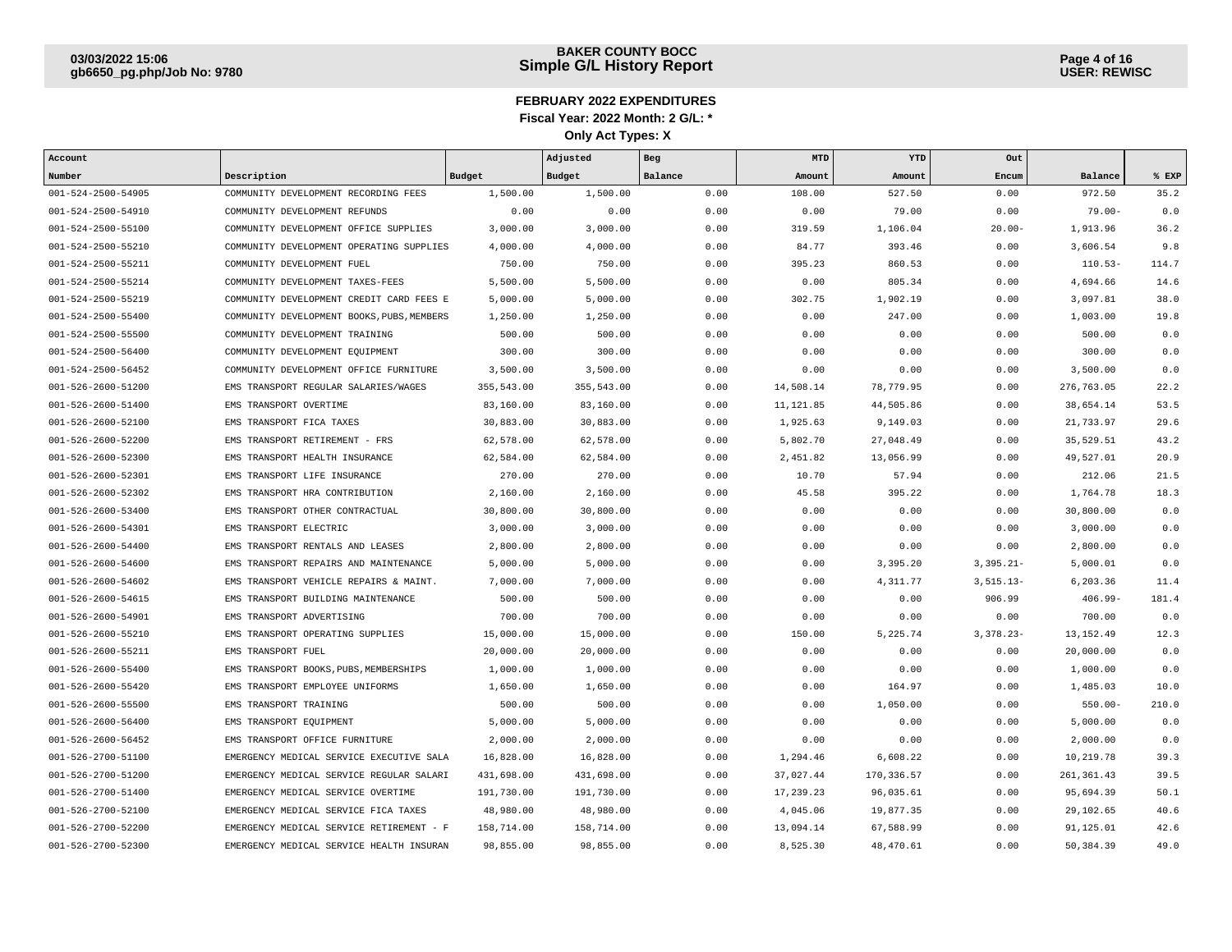**BAKER COUNTY BOCC**
**Simple G/L History Report**

## FEBRUARY 2022 EXPENDITURES

**Fiscal Year: 2022 Month: 2 G/L: \***

**Only Act Types: X**

| Account Number | Description | Budget | Adjusted Budget | Beg Balance | MTD Amount | YTD Amount | Out Encum | Balance | % EXP |
|---|---|---|---|---|---|---|---|---|---|
| 001-524-2500-54905 | COMMUNITY DEVELOPMENT RECORDING FEES | 1,500.00 | 1,500.00 | 0.00 | 108.00 | 527.50 | 0.00 | 972.50 | 35.2 |
| 001-524-2500-54910 | COMMUNITY DEVELOPMENT REFUNDS | 0.00 | 0.00 | 0.00 | 0.00 | 79.00 | 0.00 | 79.00- | 0.0 |
| 001-524-2500-55100 | COMMUNITY DEVELOPMENT OFFICE SUPPLIES | 3,000.00 | 3,000.00 | 0.00 | 319.59 | 1,106.04 | 20.00- | 1,913.96 | 36.2 |
| 001-524-2500-55210 | COMMUNITY DEVELOPMENT OPERATING SUPPLIES | 4,000.00 | 4,000.00 | 0.00 | 84.77 | 393.46 | 0.00 | 3,606.54 | 9.8 |
| 001-524-2500-55211 | COMMUNITY DEVELOPMENT FUEL | 750.00 | 750.00 | 0.00 | 395.23 | 860.53 | 0.00 | 110.53- | 114.7 |
| 001-524-2500-55214 | COMMUNITY DEVELOPMENT TAXES-FEES | 5,500.00 | 5,500.00 | 0.00 | 0.00 | 805.34 | 0.00 | 4,694.66 | 14.6 |
| 001-524-2500-55219 | COMMUNITY DEVELOPMENT CREDIT CARD FEES E | 5,000.00 | 5,000.00 | 0.00 | 302.75 | 1,902.19 | 0.00 | 3,097.81 | 38.0 |
| 001-524-2500-55400 | COMMUNITY DEVELOPMENT BOOKS,PUBS,MEMBERS | 1,250.00 | 1,250.00 | 0.00 | 0.00 | 247.00 | 0.00 | 1,003.00 | 19.8 |
| 001-524-2500-55500 | COMMUNITY DEVELOPMENT TRAINING | 500.00 | 500.00 | 0.00 | 0.00 | 0.00 | 0.00 | 500.00 | 0.0 |
| 001-524-2500-56400 | COMMUNITY DEVELOPMENT EQUIPMENT | 300.00 | 300.00 | 0.00 | 0.00 | 0.00 | 0.00 | 300.00 | 0.0 |
| 001-524-2500-56452 | COMMUNITY DEVELOPMENT OFFICE FURNITURE | 3,500.00 | 3,500.00 | 0.00 | 0.00 | 0.00 | 0.00 | 3,500.00 | 0.0 |
| 001-526-2600-51200 | EMS TRANSPORT REGULAR SALARIES/WAGES | 355,543.00 | 355,543.00 | 0.00 | 14,508.14 | 78,779.95 | 0.00 | 276,763.05 | 22.2 |
| 001-526-2600-51400 | EMS TRANSPORT OVERTIME | 83,160.00 | 83,160.00 | 0.00 | 11,121.85 | 44,505.86 | 0.00 | 38,654.14 | 53.5 |
| 001-526-2600-52100 | EMS TRANSPORT FICA TAXES | 30,883.00 | 30,883.00 | 0.00 | 1,925.63 | 9,149.03 | 0.00 | 21,733.97 | 29.6 |
| 001-526-2600-52200 | EMS TRANSPORT RETIREMENT - FRS | 62,578.00 | 62,578.00 | 0.00 | 5,802.70 | 27,048.49 | 0.00 | 35,529.51 | 43.2 |
| 001-526-2600-52300 | EMS TRANSPORT HEALTH INSURANCE | 62,584.00 | 62,584.00 | 0.00 | 2,451.82 | 13,056.99 | 0.00 | 49,527.01 | 20.9 |
| 001-526-2600-52301 | EMS TRANSPORT LIFE INSURANCE | 270.00 | 270.00 | 0.00 | 10.70 | 57.94 | 0.00 | 212.06 | 21.5 |
| 001-526-2600-52302 | EMS TRANSPORT HRA CONTRIBUTION | 2,160.00 | 2,160.00 | 0.00 | 45.58 | 395.22 | 0.00 | 1,764.78 | 18.3 |
| 001-526-2600-53400 | EMS TRANSPORT OTHER CONTRACTUAL | 30,800.00 | 30,800.00 | 0.00 | 0.00 | 0.00 | 0.00 | 30,800.00 | 0.0 |
| 001-526-2600-54301 | EMS TRANSPORT ELECTRIC | 3,000.00 | 3,000.00 | 0.00 | 0.00 | 0.00 | 0.00 | 3,000.00 | 0.0 |
| 001-526-2600-54400 | EMS TRANSPORT RENTALS AND LEASES | 2,800.00 | 2,800.00 | 0.00 | 0.00 | 0.00 | 0.00 | 2,800.00 | 0.0 |
| 001-526-2600-54600 | EMS TRANSPORT REPAIRS AND MAINTENANCE | 5,000.00 | 5,000.00 | 0.00 | 0.00 | 3,395.20 | 3,395.21- | 5,000.01 | 0.0 |
| 001-526-2600-54602 | EMS TRANSPORT VEHICLE REPAIRS & MAINT. | 7,000.00 | 7,000.00 | 0.00 | 0.00 | 4,311.77 | 3,515.13- | 6,203.36 | 11.4 |
| 001-526-2600-54615 | EMS TRANSPORT BUILDING MAINTENANCE | 500.00 | 500.00 | 0.00 | 0.00 | 0.00 | 906.99 | 406.99- | 181.4 |
| 001-526-2600-54901 | EMS TRANSPORT ADVERTISING | 700.00 | 700.00 | 0.00 | 0.00 | 0.00 | 0.00 | 700.00 | 0.0 |
| 001-526-2600-55210 | EMS TRANSPORT OPERATING SUPPLIES | 15,000.00 | 15,000.00 | 0.00 | 150.00 | 5,225.74 | 3,378.23- | 13,152.49 | 12.3 |
| 001-526-2600-55211 | EMS TRANSPORT FUEL | 20,000.00 | 20,000.00 | 0.00 | 0.00 | 0.00 | 0.00 | 20,000.00 | 0.0 |
| 001-526-2600-55400 | EMS TRANSPORT BOOKS,PUBS,MEMBERSHIPS | 1,000.00 | 1,000.00 | 0.00 | 0.00 | 0.00 | 0.00 | 1,000.00 | 0.0 |
| 001-526-2600-55420 | EMS TRANSPORT EMPLOYEE UNIFORMS | 1,650.00 | 1,650.00 | 0.00 | 0.00 | 164.97 | 0.00 | 1,485.03 | 10.0 |
| 001-526-2600-55500 | EMS TRANSPORT TRAINING | 500.00 | 500.00 | 0.00 | 0.00 | 1,050.00 | 0.00 | 550.00- | 210.0 |
| 001-526-2600-56400 | EMS TRANSPORT EQUIPMENT | 5,000.00 | 5,000.00 | 0.00 | 0.00 | 0.00 | 0.00 | 5,000.00 | 0.0 |
| 001-526-2600-56452 | EMS TRANSPORT OFFICE FURNITURE | 2,000.00 | 2,000.00 | 0.00 | 0.00 | 0.00 | 0.00 | 2,000.00 | 0.0 |
| 001-526-2700-51100 | EMERGENCY MEDICAL SERVICE EXECUTIVE SALA | 16,828.00 | 16,828.00 | 0.00 | 1,294.46 | 6,608.22 | 0.00 | 10,219.78 | 39.3 |
| 001-526-2700-51200 | EMERGENCY MEDICAL SERVICE REGULAR SALARI | 431,698.00 | 431,698.00 | 0.00 | 37,027.44 | 170,336.57 | 0.00 | 261,361.43 | 39.5 |
| 001-526-2700-51400 | EMERGENCY MEDICAL SERVICE OVERTIME | 191,730.00 | 191,730.00 | 0.00 | 17,239.23 | 96,035.61 | 0.00 | 95,694.39 | 50.1 |
| 001-526-2700-52100 | EMERGENCY MEDICAL SERVICE FICA TAXES | 48,980.00 | 48,980.00 | 0.00 | 4,045.06 | 19,877.35 | 0.00 | 29,102.65 | 40.6 |
| 001-526-2700-52200 | EMERGENCY MEDICAL SERVICE RETIREMENT - F | 158,714.00 | 158,714.00 | 0.00 | 13,094.14 | 67,588.99 | 0.00 | 91,125.01 | 42.6 |
| 001-526-2700-52300 | EMERGENCY MEDICAL SERVICE HEALTH INSURAN | 98,855.00 | 98,855.00 | 0.00 | 8,525.30 | 48,470.61 | 0.00 | 50,384.39 | 49.0 |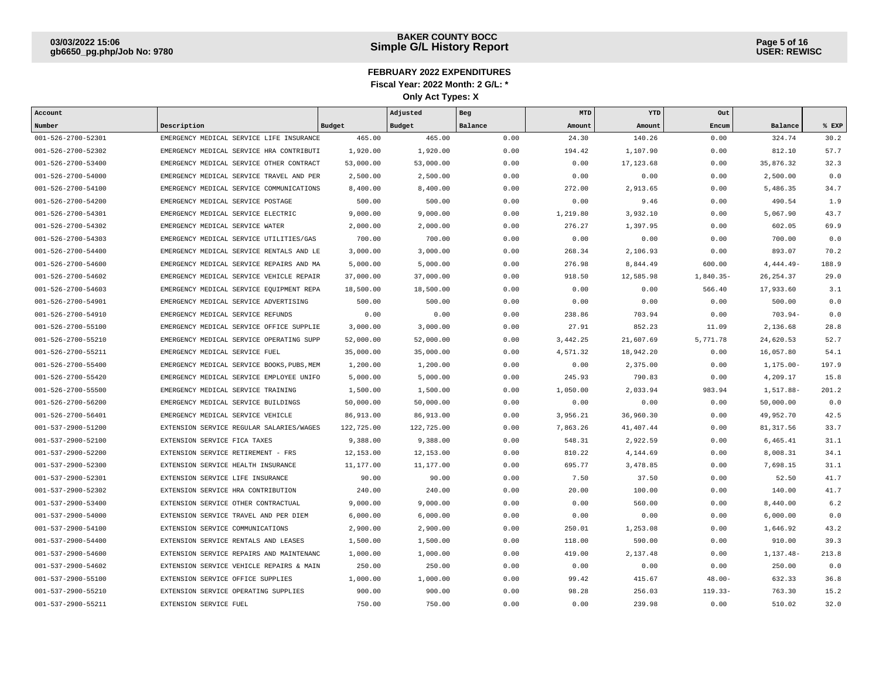**BAKER COUNTY BOCC**
**Simple G/L History Report**

03/03/2022 15:06
gb6650_pg.php/Job No: 9780

USER: REWISC

## FEBRUARY 2022 EXPENDITURES

**Fiscal Year: 2022 Month: 2 G/L: \***

**Only Act Types: X**

| Account Number | Description | Budget | Adjusted Budget | Beg Balance | MTD Amount | YTD Amount | Out Encum | Balance | % EXP |
|---|---|---|---|---|---|---|---|---|---|
| 001-526-2700-52301 | EMERGENCY MEDICAL SERVICE LIFE INSURANCE | 465.00 | 465.00 | 0.00 | 24.30 | 140.26 | 0.00 | 324.74 | 30.2 |
| 001-526-2700-52302 | EMERGENCY MEDICAL SERVICE HRA CONTRIBUTI | 1,920.00 | 1,920.00 | 0.00 | 194.42 | 1,107.90 | 0.00 | 812.10 | 57.7 |
| 001-526-2700-53400 | EMERGENCY MEDICAL SERVICE OTHER CONTRACT | 53,000.00 | 53,000.00 | 0.00 | 0.00 | 17,123.68 | 0.00 | 35,876.32 | 32.3 |
| 001-526-2700-54000 | EMERGENCY MEDICAL SERVICE TRAVEL AND PER | 2,500.00 | 2,500.00 | 0.00 | 0.00 | 0.00 | 0.00 | 2,500.00 | 0.0 |
| 001-526-2700-54100 | EMERGENCY MEDICAL SERVICE COMMUNICATIONS | 8,400.00 | 8,400.00 | 0.00 | 272.00 | 2,913.65 | 0.00 | 5,486.35 | 34.7 |
| 001-526-2700-54200 | EMERGENCY MEDICAL SERVICE POSTAGE | 500.00 | 500.00 | 0.00 | 0.00 | 9.46 | 0.00 | 490.54 | 1.9 |
| 001-526-2700-54301 | EMERGENCY MEDICAL SERVICE ELECTRIC | 9,000.00 | 9,000.00 | 0.00 | 1,219.80 | 3,932.10 | 0.00 | 5,067.90 | 43.7 |
| 001-526-2700-54302 | EMERGENCY MEDICAL SERVICE WATER | 2,000.00 | 2,000.00 | 0.00 | 276.27 | 1,397.95 | 0.00 | 602.05 | 69.9 |
| 001-526-2700-54303 | EMERGENCY MEDICAL SERVICE UTILITIES/GAS | 700.00 | 700.00 | 0.00 | 0.00 | 0.00 | 0.00 | 700.00 | 0.0 |
| 001-526-2700-54400 | EMERGENCY MEDICAL SERVICE RENTALS AND LE | 3,000.00 | 3,000.00 | 0.00 | 268.34 | 2,106.93 | 0.00 | 893.07 | 70.2 |
| 001-526-2700-54600 | EMERGENCY MEDICAL SERVICE REPAIRS AND MA | 5,000.00 | 5,000.00 | 0.00 | 276.98 | 8,844.49 | 600.00 | 4,444.49- | 188.9 |
| 001-526-2700-54602 | EMERGENCY MEDICAL SERVICE VEHICLE REPAIR | 37,000.00 | 37,000.00 | 0.00 | 918.50 | 12,585.98 | 1,840.35- | 26,254.37 | 29.0 |
| 001-526-2700-54603 | EMERGENCY MEDICAL SERVICE EQUIPMENT REPA | 18,500.00 | 18,500.00 | 0.00 | 0.00 | 0.00 | 566.40 | 17,933.60 | 3.1 |
| 001-526-2700-54901 | EMERGENCY MEDICAL SERVICE ADVERTISING | 500.00 | 500.00 | 0.00 | 0.00 | 0.00 | 0.00 | 500.00 | 0.0 |
| 001-526-2700-54910 | EMERGENCY MEDICAL SERVICE REFUNDS | 0.00 | 0.00 | 0.00 | 238.86 | 703.94 | 0.00 | 703.94- | 0.0 |
| 001-526-2700-55100 | EMERGENCY MEDICAL SERVICE OFFICE SUPPLIE | 3,000.00 | 3,000.00 | 0.00 | 27.91 | 852.23 | 11.09 | 2,136.68 | 28.8 |
| 001-526-2700-55210 | EMERGENCY MEDICAL SERVICE OPERATING SUPP | 52,000.00 | 52,000.00 | 0.00 | 3,442.25 | 21,607.69 | 5,771.78 | 24,620.53 | 52.7 |
| 001-526-2700-55211 | EMERGENCY MEDICAL SERVICE FUEL | 35,000.00 | 35,000.00 | 0.00 | 4,571.32 | 18,942.20 | 0.00 | 16,057.80 | 54.1 |
| 001-526-2700-55400 | EMERGENCY MEDICAL SERVICE BOOKS,PUBS,MEM | 1,200.00 | 1,200.00 | 0.00 | 0.00 | 2,375.00 | 0.00 | 1,175.00- | 197.9 |
| 001-526-2700-55420 | EMERGENCY MEDICAL SERVICE EMPLOYEE UNIFO | 5,000.00 | 5,000.00 | 0.00 | 245.93 | 790.83 | 0.00 | 4,209.17 | 15.8 |
| 001-526-2700-55500 | EMERGENCY MEDICAL SERVICE TRAINING | 1,500.00 | 1,500.00 | 0.00 | 1,050.00 | 2,033.94 | 983.94 | 1,517.88- | 201.2 |
| 001-526-2700-56200 | EMERGENCY MEDICAL SERVICE BUILDINGS | 50,000.00 | 50,000.00 | 0.00 | 0.00 | 0.00 | 0.00 | 50,000.00 | 0.0 |
| 001-526-2700-56401 | EMERGENCY MEDICAL SERVICE VEHICLE | 86,913.00 | 86,913.00 | 0.00 | 3,956.21 | 36,960.30 | 0.00 | 49,952.70 | 42.5 |
| 001-537-2900-51200 | EXTENSION SERVICE REGULAR SALARIES/WAGES | 122,725.00 | 122,725.00 | 0.00 | 7,863.26 | 41,407.44 | 0.00 | 81,317.56 | 33.7 |
| 001-537-2900-52100 | EXTENSION SERVICE FICA TAXES | 9,388.00 | 9,388.00 | 0.00 | 548.31 | 2,922.59 | 0.00 | 6,465.41 | 31.1 |
| 001-537-2900-52200 | EXTENSION SERVICE RETIREMENT - FRS | 12,153.00 | 12,153.00 | 0.00 | 810.22 | 4,144.69 | 0.00 | 8,008.31 | 34.1 |
| 001-537-2900-52300 | EXTENSION SERVICE HEALTH INSURANCE | 11,177.00 | 11,177.00 | 0.00 | 695.77 | 3,478.85 | 0.00 | 7,698.15 | 31.1 |
| 001-537-2900-52301 | EXTENSION SERVICE LIFE INSURANCE | 90.00 | 90.00 | 0.00 | 7.50 | 37.50 | 0.00 | 52.50 | 41.7 |
| 001-537-2900-52302 | EXTENSION SERVICE HRA CONTRIBUTION | 240.00 | 240.00 | 0.00 | 20.00 | 100.00 | 0.00 | 140.00 | 41.7 |
| 001-537-2900-53400 | EXTENSION SERVICE OTHER CONTRACTUAL | 9,000.00 | 9,000.00 | 0.00 | 0.00 | 560.00 | 0.00 | 8,440.00 | 6.2 |
| 001-537-2900-54000 | EXTENSION SERVICE TRAVEL AND PER DIEM | 6,000.00 | 6,000.00 | 0.00 | 0.00 | 0.00 | 0.00 | 6,000.00 | 0.0 |
| 001-537-2900-54100 | EXTENSION SERVICE COMMUNICATIONS | 2,900.00 | 2,900.00 | 0.00 | 250.01 | 1,253.08 | 0.00 | 1,646.92 | 43.2 |
| 001-537-2900-54400 | EXTENSION SERVICE RENTALS AND LEASES | 1,500.00 | 1,500.00 | 0.00 | 118.00 | 590.00 | 0.00 | 910.00 | 39.3 |
| 001-537-2900-54600 | EXTENSION SERVICE REPAIRS AND MAINTENANC | 1,000.00 | 1,000.00 | 0.00 | 419.00 | 2,137.48 | 0.00 | 1,137.48- | 213.8 |
| 001-537-2900-54602 | EXTENSION SERVICE VEHICLE REPAIRS & MAIN | 250.00 | 250.00 | 0.00 | 0.00 | 0.00 | 0.00 | 250.00 | 0.0 |
| 001-537-2900-55100 | EXTENSION SERVICE OFFICE SUPPLIES | 1,000.00 | 1,000.00 | 0.00 | 99.42 | 415.67 | 48.00- | 632.33 | 36.8 |
| 001-537-2900-55210 | EXTENSION SERVICE OPERATING SUPPLIES | 900.00 | 900.00 | 0.00 | 98.28 | 256.03 | 119.33- | 763.30 | 15.2 |
| 001-537-2900-55211 | EXTENSION SERVICE FUEL | 750.00 | 750.00 | 0.00 | 0.00 | 239.98 | 0.00 | 510.02 | 32.0 |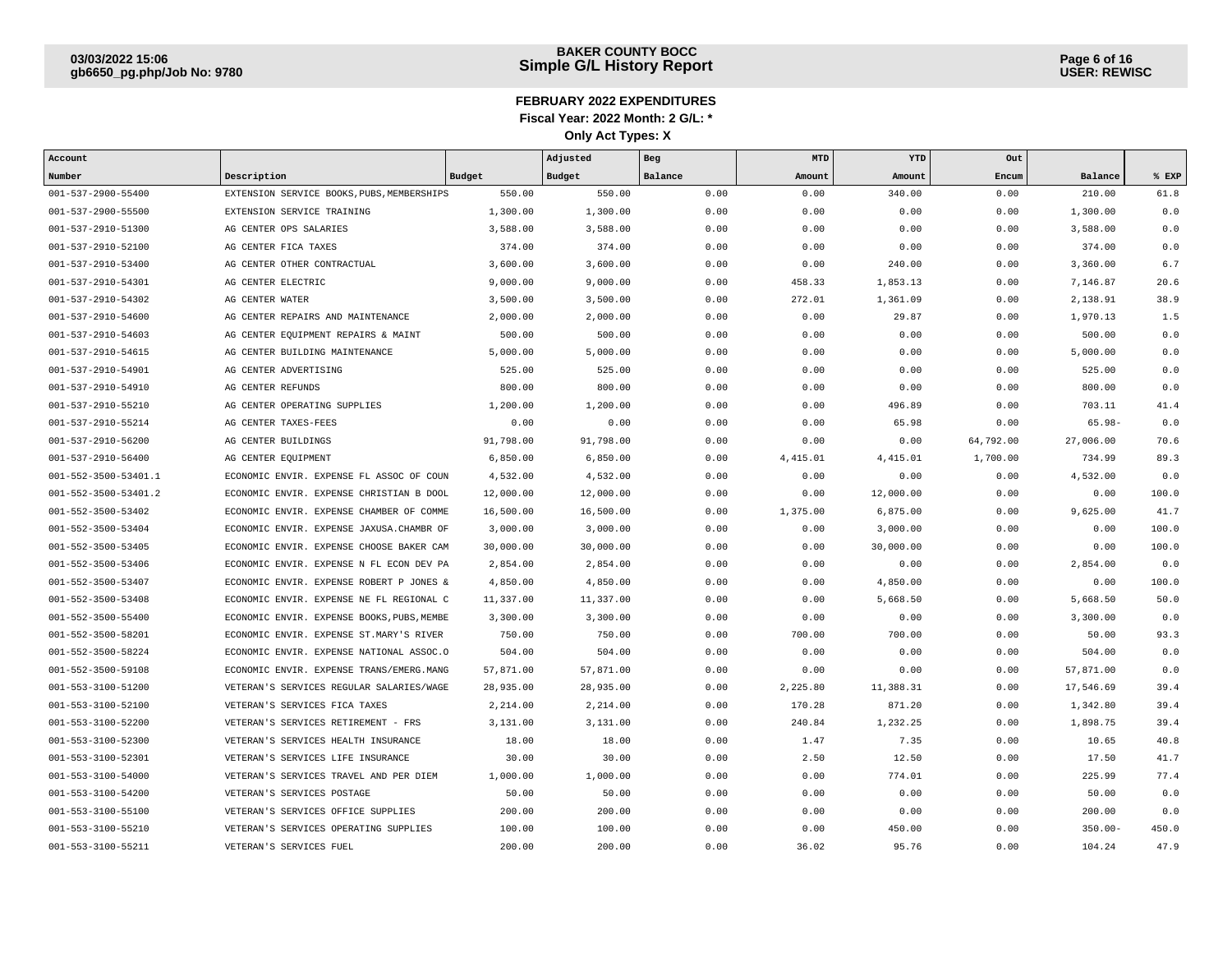## FEBRUARY 2022 EXPENDITURES

**Fiscal Year: 2022 Month: 2 G/L: \***

**Only Act Types: X**

| Account Number | Description | Budget | Adjusted Budget | Beg Balance | MTD Amount | YTD Amount | Out Encum | Balance | % EXP |
|---|---|---|---|---|---|---|---|---|---|
| 001-537-2900-55400 | EXTENSION SERVICE BOOKS,PUBS,MEMBERSHIPS | 550.00 | 550.00 | 0.00 | 0.00 | 340.00 | 0.00 | 210.00 | 61.8 |
| 001-537-2900-55500 | EXTENSION SERVICE TRAINING | 1,300.00 | 1,300.00 | 0.00 | 0.00 | 0.00 | 0.00 | 1,300.00 | 0.0 |
| 001-537-2910-51300 | AG CENTER OPS SALARIES | 3,588.00 | 3,588.00 | 0.00 | 0.00 | 0.00 | 0.00 | 3,588.00 | 0.0 |
| 001-537-2910-52100 | AG CENTER FICA TAXES | 374.00 | 374.00 | 0.00 | 0.00 | 0.00 | 0.00 | 374.00 | 0.0 |
| 001-537-2910-53400 | AG CENTER OTHER CONTRACTUAL | 3,600.00 | 3,600.00 | 0.00 | 0.00 | 240.00 | 0.00 | 3,360.00 | 6.7 |
| 001-537-2910-54301 | AG CENTER ELECTRIC | 9,000.00 | 9,000.00 | 0.00 | 458.33 | 1,853.13 | 0.00 | 7,146.87 | 20.6 |
| 001-537-2910-54302 | AG CENTER WATER | 3,500.00 | 3,500.00 | 0.00 | 272.01 | 1,361.09 | 0.00 | 2,138.91 | 38.9 |
| 001-537-2910-54600 | AG CENTER REPAIRS AND MAINTENANCE | 2,000.00 | 2,000.00 | 0.00 | 0.00 | 29.87 | 0.00 | 1,970.13 | 1.5 |
| 001-537-2910-54603 | AG CENTER EQUIPMENT REPAIRS & MAINT | 500.00 | 500.00 | 0.00 | 0.00 | 0.00 | 0.00 | 500.00 | 0.0 |
| 001-537-2910-54615 | AG CENTER BUILDING MAINTENANCE | 5,000.00 | 5,000.00 | 0.00 | 0.00 | 0.00 | 0.00 | 5,000.00 | 0.0 |
| 001-537-2910-54901 | AG CENTER ADVERTISING | 525.00 | 525.00 | 0.00 | 0.00 | 0.00 | 0.00 | 525.00 | 0.0 |
| 001-537-2910-54910 | AG CENTER REFUNDS | 800.00 | 800.00 | 0.00 | 0.00 | 0.00 | 0.00 | 800.00 | 0.0 |
| 001-537-2910-55210 | AG CENTER OPERATING SUPPLIES | 1,200.00 | 1,200.00 | 0.00 | 0.00 | 496.89 | 0.00 | 703.11 | 41.4 |
| 001-537-2910-55214 | AG CENTER TAXES-FEES | 0.00 | 0.00 | 0.00 | 0.00 | 65.98 | 0.00 | 65.98- | 0.0 |
| 001-537-2910-56200 | AG CENTER BUILDINGS | 91,798.00 | 91,798.00 | 0.00 | 0.00 | 0.00 | 64,792.00 | 27,006.00 | 70.6 |
| 001-537-2910-56400 | AG CENTER EQUIPMENT | 6,850.00 | 6,850.00 | 0.00 | 4,415.01 | 4,415.01 | 1,700.00 | 734.99 | 89.3 |
| 001-552-3500-53401.1 | ECONOMIC ENVIR. EXPENSE FL ASSOC OF COUN | 4,532.00 | 4,532.00 | 0.00 | 0.00 | 0.00 | 0.00 | 4,532.00 | 0.0 |
| 001-552-3500-53401.2 | ECONOMIC ENVIR. EXPENSE CHRISTIAN B DOOL | 12,000.00 | 12,000.00 | 0.00 | 0.00 | 12,000.00 | 0.00 | 0.00 | 100.0 |
| 001-552-3500-53402 | ECONOMIC ENVIR. EXPENSE CHAMBER OF COMME | 16,500.00 | 16,500.00 | 0.00 | 1,375.00 | 6,875.00 | 0.00 | 9,625.00 | 41.7 |
| 001-552-3500-53404 | ECONOMIC ENVIR. EXPENSE JAXUSA.CHAMBR OF | 3,000.00 | 3,000.00 | 0.00 | 0.00 | 3,000.00 | 0.00 | 0.00 | 100.0 |
| 001-552-3500-53405 | ECONOMIC ENVIR. EXPENSE CHOOSE BAKER CAM | 30,000.00 | 30,000.00 | 0.00 | 0.00 | 30,000.00 | 0.00 | 0.00 | 100.0 |
| 001-552-3500-53406 | ECONOMIC ENVIR. EXPENSE N FL ECON DEV PA | 2,854.00 | 2,854.00 | 0.00 | 0.00 | 0.00 | 0.00 | 2,854.00 | 0.0 |
| 001-552-3500-53407 | ECONOMIC ENVIR. EXPENSE ROBERT P JONES & | 4,850.00 | 4,850.00 | 0.00 | 0.00 | 4,850.00 | 0.00 | 0.00 | 100.0 |
| 001-552-3500-53408 | ECONOMIC ENVIR. EXPENSE NE FL REGIONAL C | 11,337.00 | 11,337.00 | 0.00 | 0.00 | 5,668.50 | 0.00 | 5,668.50 | 50.0 |
| 001-552-3500-55400 | ECONOMIC ENVIR. EXPENSE BOOKS,PUBS,MEMBE | 3,300.00 | 3,300.00 | 0.00 | 0.00 | 0.00 | 0.00 | 3,300.00 | 0.0 |
| 001-552-3500-58201 | ECONOMIC ENVIR. EXPENSE ST.MARY'S RIVER | 750.00 | 750.00 | 0.00 | 700.00 | 700.00 | 0.00 | 50.00 | 93.3 |
| 001-552-3500-58224 | ECONOMIC ENVIR. EXPENSE NATIONAL ASSOC.O | 504.00 | 504.00 | 0.00 | 0.00 | 0.00 | 0.00 | 504.00 | 0.0 |
| 001-552-3500-59108 | ECONOMIC ENVIR. EXPENSE TRANS/EMERG.MANG | 57,871.00 | 57,871.00 | 0.00 | 0.00 | 0.00 | 0.00 | 57,871.00 | 0.0 |
| 001-553-3100-51200 | VETERAN'S SERVICES REGULAR SALARIES/WAGE | 28,935.00 | 28,935.00 | 0.00 | 2,225.80 | 11,388.31 | 0.00 | 17,546.69 | 39.4 |
| 001-553-3100-52100 | VETERAN'S SERVICES FICA TAXES | 2,214.00 | 2,214.00 | 0.00 | 170.28 | 871.20 | 0.00 | 1,342.80 | 39.4 |
| 001-553-3100-52200 | VETERAN'S SERVICES RETIREMENT - FRS | 3,131.00 | 3,131.00 | 0.00 | 240.84 | 1,232.25 | 0.00 | 1,898.75 | 39.4 |
| 001-553-3100-52300 | VETERAN'S SERVICES HEALTH INSURANCE | 18.00 | 18.00 | 0.00 | 1.47 | 7.35 | 0.00 | 10.65 | 40.8 |
| 001-553-3100-52301 | VETERAN'S SERVICES LIFE INSURANCE | 30.00 | 30.00 | 0.00 | 2.50 | 12.50 | 0.00 | 17.50 | 41.7 |
| 001-553-3100-54000 | VETERAN'S SERVICES TRAVEL AND PER DIEM | 1,000.00 | 1,000.00 | 0.00 | 0.00 | 774.01 | 0.00 | 225.99 | 77.4 |
| 001-553-3100-54200 | VETERAN'S SERVICES POSTAGE | 50.00 | 50.00 | 0.00 | 0.00 | 0.00 | 0.00 | 50.00 | 0.0 |
| 001-553-3100-55100 | VETERAN'S SERVICES OFFICE SUPPLIES | 200.00 | 200.00 | 0.00 | 0.00 | 0.00 | 0.00 | 200.00 | 0.0 |
| 001-553-3100-55210 | VETERAN'S SERVICES OPERATING SUPPLIES | 100.00 | 100.00 | 0.00 | 0.00 | 450.00 | 0.00 | 350.00- | 450.0 |
| 001-553-3100-55211 | VETERAN'S SERVICES FUEL | 200.00 | 200.00 | 0.00 | 36.02 | 95.76 | 0.00 | 104.24 | 47.9 |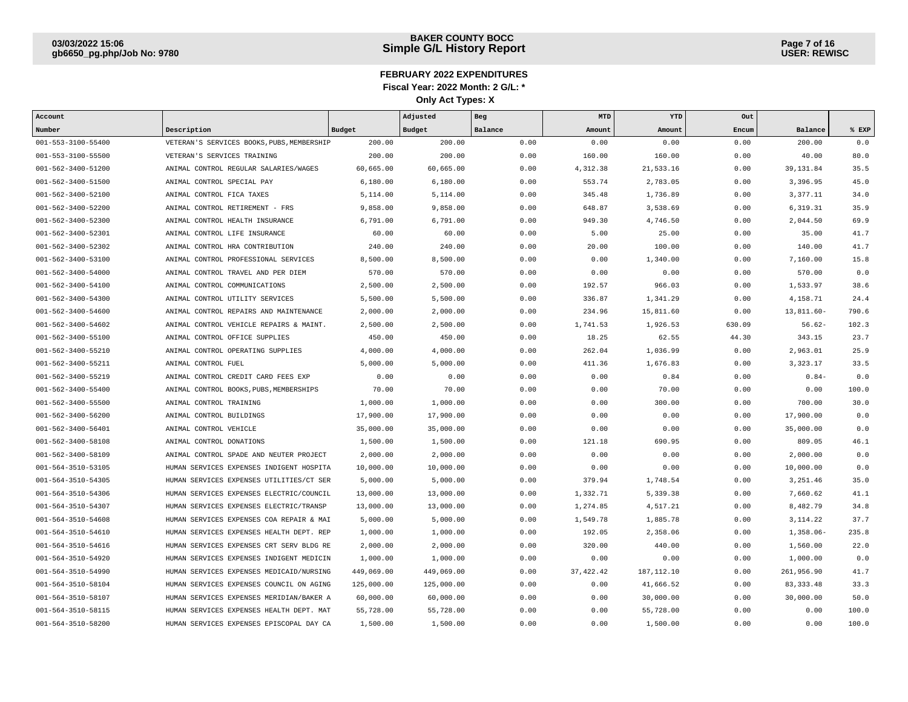# FEBRUARY 2022 EXPENDITURES

**Fiscal Year: 2022 Month: 2 G/L: \***

**Only Act Types: X**

| Account Number | Description | Budget | Adjusted Budget | Beg Balance | MTD Amount | YTD Amount | Out Encum | Balance | % EXP |
|---|---|---|---|---|---|---|---|---|---|
| 001-553-3100-55400 | VETERAN'S SERVICES BOOKS,PUBS,MEMBERSHIP | 200.00 | 200.00 | 0.00 | 0.00 | 0.00 | 0.00 | 200.00 | 0.0 |
| 001-553-3100-55500 | VETERAN'S SERVICES TRAINING | 200.00 | 200.00 | 0.00 | 160.00 | 160.00 | 0.00 | 40.00 | 80.0 |
| 001-562-3400-51200 | ANIMAL CONTROL REGULAR SALARIES/WAGES | 60,665.00 | 60,665.00 | 0.00 | 4,312.38 | 21,533.16 | 0.00 | 39,131.84 | 35.5 |
| 001-562-3400-51500 | ANIMAL CONTROL SPECIAL PAY | 6,180.00 | 6,180.00 | 0.00 | 553.74 | 2,783.05 | 0.00 | 3,396.95 | 45.0 |
| 001-562-3400-52100 | ANIMAL CONTROL FICA TAXES | 5,114.00 | 5,114.00 | 0.00 | 345.48 | 1,736.89 | 0.00 | 3,377.11 | 34.0 |
| 001-562-3400-52200 | ANIMAL CONTROL RETIREMENT - FRS | 9,858.00 | 9,858.00 | 0.00 | 648.87 | 3,538.69 | 0.00 | 6,319.31 | 35.9 |
| 001-562-3400-52300 | ANIMAL CONTROL HEALTH INSURANCE | 6,791.00 | 6,791.00 | 0.00 | 949.30 | 4,746.50 | 0.00 | 2,044.50 | 69.9 |
| 001-562-3400-52301 | ANIMAL CONTROL LIFE INSURANCE | 60.00 | 60.00 | 0.00 | 5.00 | 25.00 | 0.00 | 35.00 | 41.7 |
| 001-562-3400-52302 | ANIMAL CONTROL HRA CONTRIBUTION | 240.00 | 240.00 | 0.00 | 20.00 | 100.00 | 0.00 | 140.00 | 41.7 |
| 001-562-3400-53100 | ANIMAL CONTROL PROFESSIONAL SERVICES | 8,500.00 | 8,500.00 | 0.00 | 0.00 | 1,340.00 | 0.00 | 7,160.00 | 15.8 |
| 001-562-3400-54000 | ANIMAL CONTROL TRAVEL AND PER DIEM | 570.00 | 570.00 | 0.00 | 0.00 | 0.00 | 0.00 | 570.00 | 0.0 |
| 001-562-3400-54100 | ANIMAL CONTROL COMMUNICATIONS | 2,500.00 | 2,500.00 | 0.00 | 192.57 | 966.03 | 0.00 | 1,533.97 | 38.6 |
| 001-562-3400-54300 | ANIMAL CONTROL UTILITY SERVICES | 5,500.00 | 5,500.00 | 0.00 | 336.87 | 1,341.29 | 0.00 | 4,158.71 | 24.4 |
| 001-562-3400-54600 | ANIMAL CONTROL REPAIRS AND MAINTENANCE | 2,000.00 | 2,000.00 | 0.00 | 234.96 | 15,811.60 | 0.00 | 13,811.60- | 790.6 |
| 001-562-3400-54602 | ANIMAL CONTROL VEHICLE REPAIRS & MAINT. | 2,500.00 | 2,500.00 | 0.00 | 1,741.53 | 1,926.53 | 630.09 | 56.62- | 102.3 |
| 001-562-3400-55100 | ANIMAL CONTROL OFFICE SUPPLIES | 450.00 | 450.00 | 0.00 | 18.25 | 62.55 | 44.30 | 343.15 | 23.7 |
| 001-562-3400-55210 | ANIMAL CONTROL OPERATING SUPPLIES | 4,000.00 | 4,000.00 | 0.00 | 262.04 | 1,036.99 | 0.00 | 2,963.01 | 25.9 |
| 001-562-3400-55211 | ANIMAL CONTROL FUEL | 5,000.00 | 5,000.00 | 0.00 | 411.36 | 1,676.83 | 0.00 | 3,323.17 | 33.5 |
| 001-562-3400-55219 | ANIMAL CONTROL CREDIT CARD FEES EXP | 0.00 | 0.00 | 0.00 | 0.00 | 0.84 | 0.00 | 0.84- | 0.0 |
| 001-562-3400-55400 | ANIMAL CONTROL BOOKS,PUBS,MEMBERSHIPS | 70.00 | 70.00 | 0.00 | 0.00 | 70.00 | 0.00 | 0.00 | 100.0 |
| 001-562-3400-55500 | ANIMAL CONTROL TRAINING | 1,000.00 | 1,000.00 | 0.00 | 0.00 | 300.00 | 0.00 | 700.00 | 30.0 |
| 001-562-3400-56200 | ANIMAL CONTROL BUILDINGS | 17,900.00 | 17,900.00 | 0.00 | 0.00 | 0.00 | 0.00 | 17,900.00 | 0.0 |
| 001-562-3400-56401 | ANIMAL CONTROL VEHICLE | 35,000.00 | 35,000.00 | 0.00 | 0.00 | 0.00 | 0.00 | 35,000.00 | 0.0 |
| 001-562-3400-58108 | ANIMAL CONTROL DONATIONS | 1,500.00 | 1,500.00 | 0.00 | 121.18 | 690.95 | 0.00 | 809.05 | 46.1 |
| 001-562-3400-58109 | ANIMAL CONTROL SPADE AND NEUTER PROJECT | 2,000.00 | 2,000.00 | 0.00 | 0.00 | 0.00 | 0.00 | 2,000.00 | 0.0 |
| 001-564-3510-53105 | HUMAN SERVICES EXPENSES INDIGENT HOSPITA | 10,000.00 | 10,000.00 | 0.00 | 0.00 | 0.00 | 0.00 | 10,000.00 | 0.0 |
| 001-564-3510-54305 | HUMAN SERVICES EXPENSES UTILITIES/CT SER | 5,000.00 | 5,000.00 | 0.00 | 379.94 | 1,748.54 | 0.00 | 3,251.46 | 35.0 |
| 001-564-3510-54306 | HUMAN SERVICES EXPENSES ELECTRIC/COUNCIL | 13,000.00 | 13,000.00 | 0.00 | 1,332.71 | 5,339.38 | 0.00 | 7,660.62 | 41.1 |
| 001-564-3510-54307 | HUMAN SERVICES EXPENSES ELECTRIC/TRANSP | 13,000.00 | 13,000.00 | 0.00 | 1,274.85 | 4,517.21 | 0.00 | 8,482.79 | 34.8 |
| 001-564-3510-54608 | HUMAN SERVICES EXPENSES COA REPAIR & MAI | 5,000.00 | 5,000.00 | 0.00 | 1,549.78 | 1,885.78 | 0.00 | 3,114.22 | 37.7 |
| 001-564-3510-54610 | HUMAN SERVICES EXPENSES HEALTH DEPT. REP | 1,000.00 | 1,000.00 | 0.00 | 192.05 | 2,358.06 | 0.00 | 1,358.06- | 235.8 |
| 001-564-3510-54616 | HUMAN SERVICES EXPENSES CRT SERV BLDG RE | 2,000.00 | 2,000.00 | 0.00 | 320.00 | 440.00 | 0.00 | 1,560.00 | 22.0 |
| 001-564-3510-54920 | HUMAN SERVICES EXPENSES INDIGENT MEDICIN | 1,000.00 | 1,000.00 | 0.00 | 0.00 | 0.00 | 0.00 | 1,000.00 | 0.0 |
| 001-564-3510-54990 | HUMAN SERVICES EXPENSES MEDICAID/NURSING | 449,069.00 | 449,069.00 | 0.00 | 37,422.42 | 187,112.10 | 0.00 | 261,956.90 | 41.7 |
| 001-564-3510-58104 | HUMAN SERVICES EXPENSES COUNCIL ON AGING | 125,000.00 | 125,000.00 | 0.00 | 0.00 | 41,666.52 | 0.00 | 83,333.48 | 33.3 |
| 001-564-3510-58107 | HUMAN SERVICES EXPENSES MERIDIAN/BAKER A | 60,000.00 | 60,000.00 | 0.00 | 0.00 | 30,000.00 | 0.00 | 30,000.00 | 50.0 |
| 001-564-3510-58115 | HUMAN SERVICES EXPENSES HEALTH DEPT. MAT | 55,728.00 | 55,728.00 | 0.00 | 0.00 | 55,728.00 | 0.00 | 0.00 | 100.0 |
| 001-564-3510-58200 | HUMAN SERVICES EXPENSES EPISCOPAL DAY CA | 1,500.00 | 1,500.00 | 0.00 | 0.00 | 1,500.00 | 0.00 | 0.00 | 100.0 |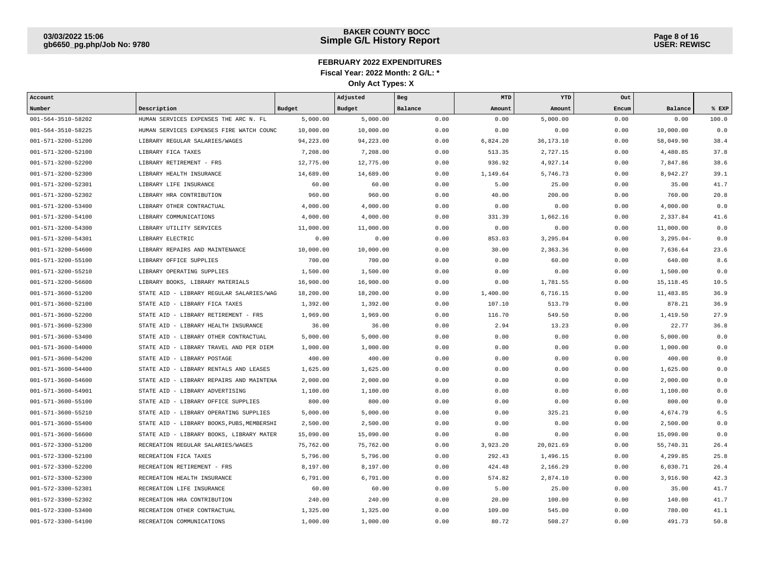**FEBRUARY 2022 EXPENDITURES**

**Fiscal Year: 2022 Month: 2 G/L: \***

**Only Act Types: X**

| Account Number | Description | Budget | Adjusted Budget | Beg Balance | MTD Amount | YTD Amount | Out Encum | Balance | % EXP |
|---|---|---|---|---|---|---|---|---|---|
| 001-564-3510-58202 | HUMAN SERVICES EXPENSES THE ARC N. FL | 5,000.00 | 5,000.00 | 0.00 | 0.00 | 5,000.00 | 0.00 | 0.00 | 100.0 |
| 001-564-3510-58225 | HUMAN SERVICES EXPENSES FIRE WATCH COUNC | 10,000.00 | 10,000.00 | 0.00 | 0.00 | 0.00 | 0.00 | 10,000.00 | 0.0 |
| 001-571-3200-51200 | LIBRARY REGULAR SALARIES/WAGES | 94,223.00 | 94,223.00 | 0.00 | 6,824.20 | 36,173.10 | 0.00 | 58,049.90 | 38.4 |
| 001-571-3200-52100 | LIBRARY FICA TAXES | 7,208.00 | 7,208.00 | 0.00 | 513.35 | 2,727.15 | 0.00 | 4,480.85 | 37.8 |
| 001-571-3200-52200 | LIBRARY RETIREMENT - FRS | 12,775.00 | 12,775.00 | 0.00 | 936.92 | 4,927.14 | 0.00 | 7,847.86 | 38.6 |
| 001-571-3200-52300 | LIBRARY HEALTH INSURANCE | 14,689.00 | 14,689.00 | 0.00 | 1,149.64 | 5,746.73 | 0.00 | 8,942.27 | 39.1 |
| 001-571-3200-52301 | LIBRARY LIFE INSURANCE | 60.00 | 60.00 | 0.00 | 5.00 | 25.00 | 0.00 | 35.00 | 41.7 |
| 001-571-3200-52302 | LIBRARY HRA CONTRIBUTION | 960.00 | 960.00 | 0.00 | 40.00 | 200.00 | 0.00 | 760.00 | 20.8 |
| 001-571-3200-53400 | LIBRARY OTHER CONTRACTUAL | 4,000.00 | 4,000.00 | 0.00 | 0.00 | 0.00 | 0.00 | 4,000.00 | 0.0 |
| 001-571-3200-54100 | LIBRARY COMMUNICATIONS | 4,000.00 | 4,000.00 | 0.00 | 331.39 | 1,662.16 | 0.00 | 2,337.84 | 41.6 |
| 001-571-3200-54300 | LIBRARY UTILITY SERVICES | 11,000.00 | 11,000.00 | 0.00 | 0.00 | 0.00 | 0.00 | 11,000.00 | 0.0 |
| 001-571-3200-54301 | LIBRARY ELECTRIC | 0.00 | 0.00 | 0.00 | 853.03 | 3,295.04 | 0.00 | 3,295.04- | 0.0 |
| 001-571-3200-54600 | LIBRARY REPAIRS AND MAINTENANCE | 10,000.00 | 10,000.00 | 0.00 | 30.00 | 2,363.36 | 0.00 | 7,636.64 | 23.6 |
| 001-571-3200-55100 | LIBRARY OFFICE SUPPLIES | 700.00 | 700.00 | 0.00 | 0.00 | 60.00 | 0.00 | 640.00 | 8.6 |
| 001-571-3200-55210 | LIBRARY OPERATING SUPPLIES | 1,500.00 | 1,500.00 | 0.00 | 0.00 | 0.00 | 0.00 | 1,500.00 | 0.0 |
| 001-571-3200-56600 | LIBRARY BOOKS, LIBRARY MATERIALS | 16,900.00 | 16,900.00 | 0.00 | 0.00 | 1,781.55 | 0.00 | 15,118.45 | 10.5 |
| 001-571-3600-51200 | STATE AID - LIBRARY REGULAR SALARIES/WAG | 18,200.00 | 18,200.00 | 0.00 | 1,400.00 | 6,716.15 | 0.00 | 11,483.85 | 36.9 |
| 001-571-3600-52100 | STATE AID - LIBRARY FICA TAXES | 1,392.00 | 1,392.00 | 0.00 | 107.10 | 513.79 | 0.00 | 878.21 | 36.9 |
| 001-571-3600-52200 | STATE AID - LIBRARY RETIREMENT - FRS | 1,969.00 | 1,969.00 | 0.00 | 116.70 | 549.50 | 0.00 | 1,419.50 | 27.9 |
| 001-571-3600-52300 | STATE AID - LIBRARY HEALTH INSURANCE | 36.00 | 36.00 | 0.00 | 2.94 | 13.23 | 0.00 | 22.77 | 36.8 |
| 001-571-3600-53400 | STATE AID - LIBRARY OTHER CONTRACTUAL | 5,000.00 | 5,000.00 | 0.00 | 0.00 | 0.00 | 0.00 | 5,000.00 | 0.0 |
| 001-571-3600-54000 | STATE AID - LIBRARY TRAVEL AND PER DIEM | 1,000.00 | 1,000.00 | 0.00 | 0.00 | 0.00 | 0.00 | 1,000.00 | 0.0 |
| 001-571-3600-54200 | STATE AID - LIBRARY POSTAGE | 400.00 | 400.00 | 0.00 | 0.00 | 0.00 | 0.00 | 400.00 | 0.0 |
| 001-571-3600-54400 | STATE AID - LIBRARY RENTALS AND LEASES | 1,625.00 | 1,625.00 | 0.00 | 0.00 | 0.00 | 0.00 | 1,625.00 | 0.0 |
| 001-571-3600-54600 | STATE AID - LIBRARY REPAIRS AND MAINTENA | 2,000.00 | 2,000.00 | 0.00 | 0.00 | 0.00 | 0.00 | 2,000.00 | 0.0 |
| 001-571-3600-54901 | STATE AID - LIBRARY ADVERTISING | 1,100.00 | 1,100.00 | 0.00 | 0.00 | 0.00 | 0.00 | 1,100.00 | 0.0 |
| 001-571-3600-55100 | STATE AID - LIBRARY OFFICE SUPPLIES | 800.00 | 800.00 | 0.00 | 0.00 | 0.00 | 0.00 | 800.00 | 0.0 |
| 001-571-3600-55210 | STATE AID - LIBRARY OPERATING SUPPLIES | 5,000.00 | 5,000.00 | 0.00 | 0.00 | 325.21 | 0.00 | 4,674.79 | 6.5 |
| 001-571-3600-55400 | STATE AID - LIBRARY BOOKS,PUBS,MEMBERSHI | 2,500.00 | 2,500.00 | 0.00 | 0.00 | 0.00 | 0.00 | 2,500.00 | 0.0 |
| 001-571-3600-56600 | STATE AID - LIBRARY BOOKS, LIBRARY MATER | 15,090.00 | 15,090.00 | 0.00 | 0.00 | 0.00 | 0.00 | 15,090.00 | 0.0 |
| 001-572-3300-51200 | RECREATION REGULAR SALARIES/WAGES | 75,762.00 | 75,762.00 | 0.00 | 3,923.20 | 20,021.69 | 0.00 | 55,740.31 | 26.4 |
| 001-572-3300-52100 | RECREATION FICA TAXES | 5,796.00 | 5,796.00 | 0.00 | 292.43 | 1,496.15 | 0.00 | 4,299.85 | 25.8 |
| 001-572-3300-52200 | RECREATION RETIREMENT - FRS | 8,197.00 | 8,197.00 | 0.00 | 424.48 | 2,166.29 | 0.00 | 6,030.71 | 26.4 |
| 001-572-3300-52300 | RECREATION HEALTH INSURANCE | 6,791.00 | 6,791.00 | 0.00 | 574.82 | 2,874.10 | 0.00 | 3,916.90 | 42.3 |
| 001-572-3300-52301 | RECREATION LIFE INSURANCE | 60.00 | 60.00 | 0.00 | 5.00 | 25.00 | 0.00 | 35.00 | 41.7 |
| 001-572-3300-52302 | RECREATION HRA CONTRIBUTION | 240.00 | 240.00 | 0.00 | 20.00 | 100.00 | 0.00 | 140.00 | 41.7 |
| 001-572-3300-53400 | RECREATION OTHER CONTRACTUAL | 1,325.00 | 1,325.00 | 0.00 | 109.00 | 545.00 | 0.00 | 780.00 | 41.1 |
| 001-572-3300-54100 | RECREATION COMMUNICATIONS | 1,000.00 | 1,000.00 | 0.00 | 80.72 | 508.27 | 0.00 | 491.73 | 50.8 |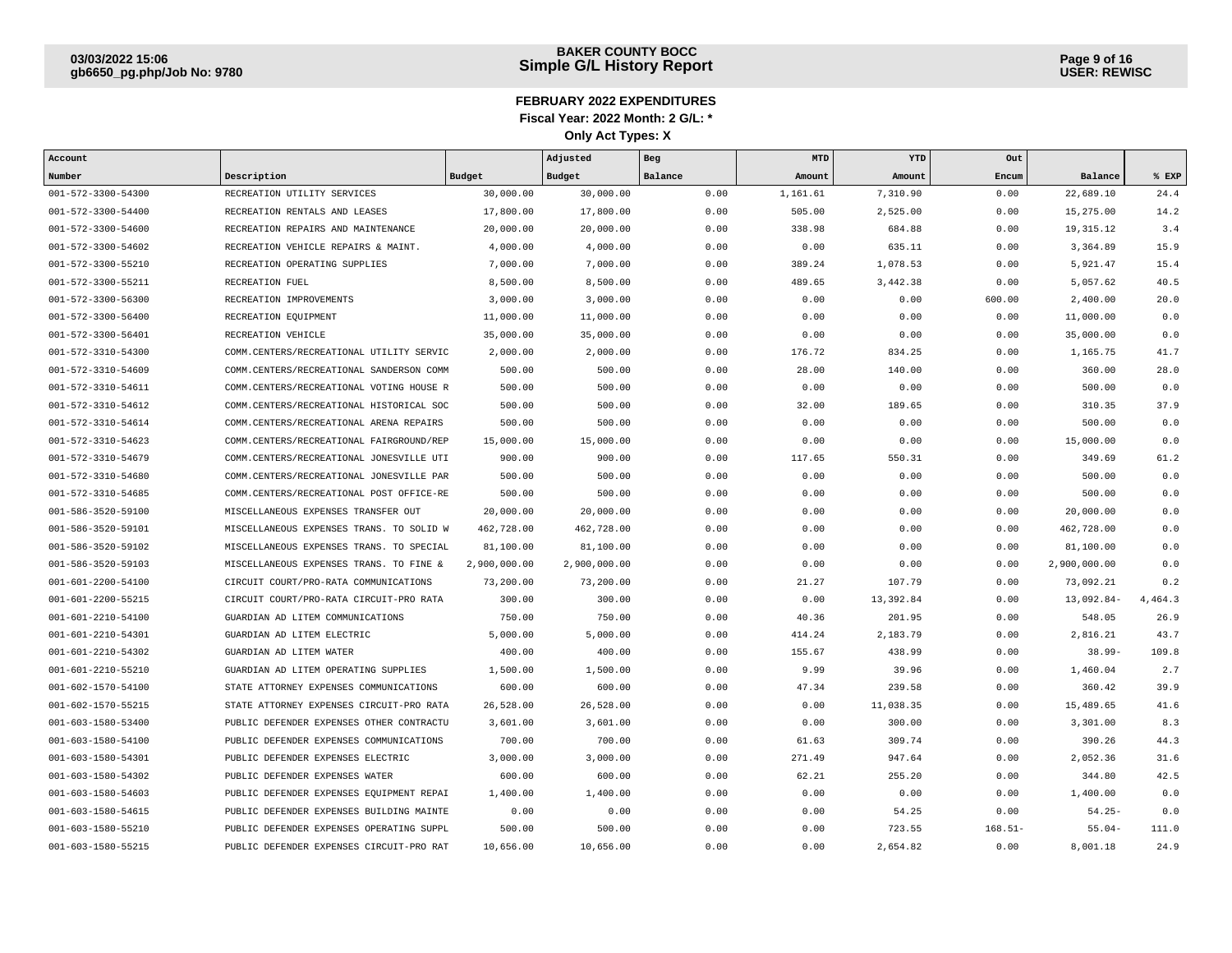## BAKER COUNTY BOCC
## Simple G/L History Report

### FEBRUARY 2022 EXPENDITURES

**Fiscal Year: 2022 Month: 2 G/L: \***

**Only Act Types: X**

| Account Number | Description | Budget | Adjusted Budget | Beg Balance | MTD Amount | YTD Amount | Out Encum | Balance | % EXP |
|---|---|---|---|---|---|---|---|---|---|
| 001-572-3300-54300 | RECREATION UTILITY SERVICES | 30,000.00 | 30,000.00 | 0.00 | 1,161.61 | 7,310.90 | 0.00 | 22,689.10 | 24.4 |
| 001-572-3300-54400 | RECREATION RENTALS AND LEASES | 17,800.00 | 17,800.00 | 0.00 | 505.00 | 2,525.00 | 0.00 | 15,275.00 | 14.2 |
| 001-572-3300-54600 | RECREATION REPAIRS AND MAINTENANCE | 20,000.00 | 20,000.00 | 0.00 | 338.98 | 684.88 | 0.00 | 19,315.12 | 3.4 |
| 001-572-3300-54602 | RECREATION VEHICLE REPAIRS & MAINT. | 4,000.00 | 4,000.00 | 0.00 | 0.00 | 635.11 | 0.00 | 3,364.89 | 15.9 |
| 001-572-3300-55210 | RECREATION OPERATING SUPPLIES | 7,000.00 | 7,000.00 | 0.00 | 389.24 | 1,078.53 | 0.00 | 5,921.47 | 15.4 |
| 001-572-3300-55211 | RECREATION FUEL | 8,500.00 | 8,500.00 | 0.00 | 489.65 | 3,442.38 | 0.00 | 5,057.62 | 40.5 |
| 001-572-3300-56300 | RECREATION IMPROVEMENTS | 3,000.00 | 3,000.00 | 0.00 | 0.00 | 0.00 | 600.00 | 2,400.00 | 20.0 |
| 001-572-3300-56400 | RECREATION EQUIPMENT | 11,000.00 | 11,000.00 | 0.00 | 0.00 | 0.00 | 0.00 | 11,000.00 | 0.0 |
| 001-572-3300-56401 | RECREATION VEHICLE | 35,000.00 | 35,000.00 | 0.00 | 0.00 | 0.00 | 0.00 | 35,000.00 | 0.0 |
| 001-572-3310-54300 | COMM.CENTERS/RECREATIONAL UTILITY SERVIC | 2,000.00 | 2,000.00 | 0.00 | 176.72 | 834.25 | 0.00 | 1,165.75 | 41.7 |
| 001-572-3310-54609 | COMM.CENTERS/RECREATIONAL SANDERSON COMM | 500.00 | 500.00 | 0.00 | 28.00 | 140.00 | 0.00 | 360.00 | 28.0 |
| 001-572-3310-54611 | COMM.CENTERS/RECREATIONAL VOTING HOUSE R | 500.00 | 500.00 | 0.00 | 0.00 | 0.00 | 0.00 | 500.00 | 0.0 |
| 001-572-3310-54612 | COMM.CENTERS/RECREATIONAL HISTORICAL SOC | 500.00 | 500.00 | 0.00 | 32.00 | 189.65 | 0.00 | 310.35 | 37.9 |
| 001-572-3310-54614 | COMM.CENTERS/RECREATIONAL ARENA REPAIRS | 500.00 | 500.00 | 0.00 | 0.00 | 0.00 | 0.00 | 500.00 | 0.0 |
| 001-572-3310-54623 | COMM.CENTERS/RECREATIONAL FAIRGROUND/REP | 15,000.00 | 15,000.00 | 0.00 | 0.00 | 0.00 | 0.00 | 15,000.00 | 0.0 |
| 001-572-3310-54679 | COMM.CENTERS/RECREATIONAL JONESVILLE UTI | 900.00 | 900.00 | 0.00 | 117.65 | 550.31 | 0.00 | 349.69 | 61.2 |
| 001-572-3310-54680 | COMM.CENTERS/RECREATIONAL JONESVILLE PAR | 500.00 | 500.00 | 0.00 | 0.00 | 0.00 | 0.00 | 500.00 | 0.0 |
| 001-572-3310-54685 | COMM.CENTERS/RECREATIONAL POST OFFICE-RE | 500.00 | 500.00 | 0.00 | 0.00 | 0.00 | 0.00 | 500.00 | 0.0 |
| 001-586-3520-59100 | MISCELLANEOUS EXPENSES TRANSFER OUT | 20,000.00 | 20,000.00 | 0.00 | 0.00 | 0.00 | 0.00 | 20,000.00 | 0.0 |
| 001-586-3520-59101 | MISCELLANEOUS EXPENSES TRANS. TO SOLID W | 462,728.00 | 462,728.00 | 0.00 | 0.00 | 0.00 | 0.00 | 462,728.00 | 0.0 |
| 001-586-3520-59102 | MISCELLANEOUS EXPENSES TRANS. TO SPECIAL | 81,100.00 | 81,100.00 | 0.00 | 0.00 | 0.00 | 0.00 | 81,100.00 | 0.0 |
| 001-586-3520-59103 | MISCELLANEOUS EXPENSES TRANS. TO FINE & | 2,900,000.00 | 2,900,000.00 | 0.00 | 0.00 | 0.00 | 0.00 | 2,900,000.00 | 0.0 |
| 001-601-2200-54100 | CIRCUIT COURT/PRO-RATA COMMUNICATIONS | 73,200.00 | 73,200.00 | 0.00 | 21.27 | 107.79 | 0.00 | 73,092.21 | 0.2 |
| 001-601-2200-55215 | CIRCUIT COURT/PRO-RATA CIRCUIT-PRO RATA | 300.00 | 300.00 | 0.00 | 0.00 | 13,392.84 | 0.00 | 13,092.84- | 4,464.3 |
| 001-601-2210-54100 | GUARDIAN AD LITEM COMMUNICATIONS | 750.00 | 750.00 | 0.00 | 40.36 | 201.95 | 0.00 | 548.05 | 26.9 |
| 001-601-2210-54301 | GUARDIAN AD LITEM ELECTRIC | 5,000.00 | 5,000.00 | 0.00 | 414.24 | 2,183.79 | 0.00 | 2,816.21 | 43.7 |
| 001-601-2210-54302 | GUARDIAN AD LITEM WATER | 400.00 | 400.00 | 0.00 | 155.67 | 438.99 | 0.00 | 38.99- | 109.8 |
| 001-601-2210-55210 | GUARDIAN AD LITEM OPERATING SUPPLIES | 1,500.00 | 1,500.00 | 0.00 | 9.99 | 39.96 | 0.00 | 1,460.04 | 2.7 |
| 001-602-1570-54100 | STATE ATTORNEY EXPENSES COMMUNICATIONS | 600.00 | 600.00 | 0.00 | 47.34 | 239.58 | 0.00 | 360.42 | 39.9 |
| 001-602-1570-55215 | STATE ATTORNEY EXPENSES CIRCUIT-PRO RATA | 26,528.00 | 26,528.00 | 0.00 | 0.00 | 11,038.35 | 0.00 | 15,489.65 | 41.6 |
| 001-603-1580-53400 | PUBLIC DEFENDER EXPENSES OTHER CONTRACTU | 3,601.00 | 3,601.00 | 0.00 | 0.00 | 300.00 | 0.00 | 3,301.00 | 8.3 |
| 001-603-1580-54100 | PUBLIC DEFENDER EXPENSES COMMUNICATIONS | 700.00 | 700.00 | 0.00 | 61.63 | 309.74 | 0.00 | 390.26 | 44.3 |
| 001-603-1580-54301 | PUBLIC DEFENDER EXPENSES ELECTRIC | 3,000.00 | 3,000.00 | 0.00 | 271.49 | 947.64 | 0.00 | 2,052.36 | 31.6 |
| 001-603-1580-54302 | PUBLIC DEFENDER EXPENSES WATER | 600.00 | 600.00 | 0.00 | 62.21 | 255.20 | 0.00 | 344.80 | 42.5 |
| 001-603-1580-54603 | PUBLIC DEFENDER EXPENSES EQUIPMENT REPAI | 1,400.00 | 1,400.00 | 0.00 | 0.00 | 0.00 | 0.00 | 1,400.00 | 0.0 |
| 001-603-1580-54615 | PUBLIC DEFENDER EXPENSES BUILDING MAINTE | 0.00 | 0.00 | 0.00 | 0.00 | 54.25 | 0.00 | 54.25- | 0.0 |
| 001-603-1580-55210 | PUBLIC DEFENDER EXPENSES OPERATING SUPPL | 500.00 | 500.00 | 0.00 | 0.00 | 723.55 | 168.51- | 55.04- | 111.0 |
| 001-603-1580-55215 | PUBLIC DEFENDER EXPENSES CIRCUIT-PRO RAT | 10,656.00 | 10,656.00 | 0.00 | 0.00 | 2,654.82 | 0.00 | 8,001.18 | 24.9 |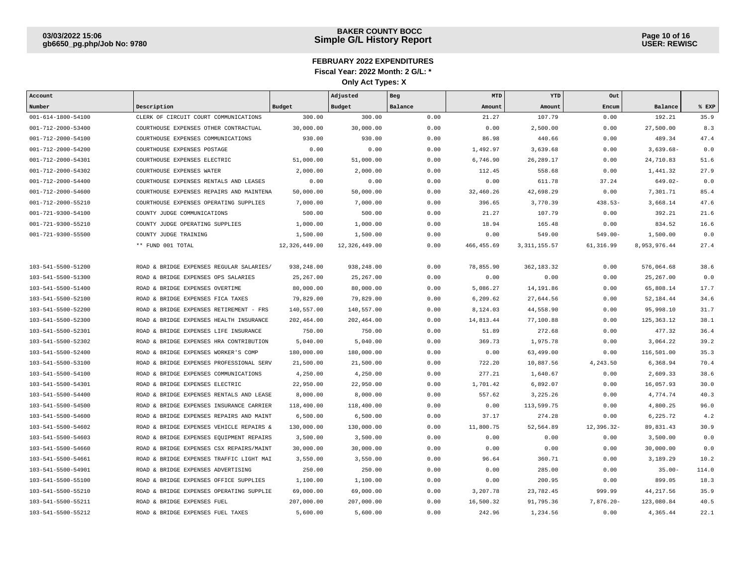# FEBRUARY 2022 EXPENDITURES

**Fiscal Year: 2022 Month: 2 G/L: \***

**Only Act Types: X**

| Account Number | Description | Budget | Adjusted Budget | Beg Balance | MTD Amount | YTD Amount | Out Encum | Balance | % EXP |
|---|---|---|---|---|---|---|---|---|---|
| 001-614-1800-54100 | CLERK OF CIRCUIT COURT COMMUNICATIONS | 300.00 | 300.00 | 0.00 | 21.27 | 107.79 | 0.00 | 192.21 | 35.9 |
| 001-712-2000-53400 | COURTHOUSE EXPENSES OTHER CONTRACTUAL | 30,000.00 | 30,000.00 | 0.00 | 0.00 | 2,500.00 | 0.00 | 27,500.00 | 8.3 |
| 001-712-2000-54100 | COURTHOUSE EXPENSES COMMUNICATIONS | 930.00 | 930.00 | 0.00 | 86.98 | 440.66 | 0.00 | 489.34 | 47.4 |
| 001-712-2000-54200 | COURTHOUSE EXPENSES POSTAGE | 0.00 | 0.00 | 0.00 | 1,492.97 | 3,639.68 | 0.00 | 3,639.68- | 0.0 |
| 001-712-2000-54301 | COURTHOUSE EXPENSES ELECTRIC | 51,000.00 | 51,000.00 | 0.00 | 6,746.90 | 26,289.17 | 0.00 | 24,710.83 | 51.6 |
| 001-712-2000-54302 | COURTHOUSE EXPENSES WATER | 2,000.00 | 2,000.00 | 0.00 | 112.45 | 558.68 | 0.00 | 1,441.32 | 27.9 |
| 001-712-2000-54400 | COURTHOUSE EXPENSES RENTALS AND LEASES | 0.00 | 0.00 | 0.00 | 0.00 | 611.78 | 37.24 | 649.02- | 0.0 |
| 001-712-2000-54600 | COURTHOUSE EXPENSES REPAIRS AND MAINTENA | 50,000.00 | 50,000.00 | 0.00 | 32,460.26 | 42,698.29 | 0.00 | 7,301.71 | 85.4 |
| 001-712-2000-55210 | COURTHOUSE EXPENSES OPERATING SUPPLIES | 7,000.00 | 7,000.00 | 0.00 | 396.65 | 3,770.39 | 438.53- | 3,668.14 | 47.6 |
| 001-721-9300-54100 | COUNTY JUDGE COMMUNICATIONS | 500.00 | 500.00 | 0.00 | 21.27 | 107.79 | 0.00 | 392.21 | 21.6 |
| 001-721-9300-55210 | COUNTY JUDGE OPERATING SUPPLIES | 1,000.00 | 1,000.00 | 0.00 | 18.94 | 165.48 | 0.00 | 834.52 | 16.6 |
| 001-721-9300-55500 | COUNTY JUDGE TRAINING | 1,500.00 | 1,500.00 | 0.00 | 0.00 | 549.00 | 549.00- | 1,500.00 | 0.0 |
| | ** FUND 001 TOTAL | 12,326,449.00 | 12,326,449.00 | 0.00 | 466,455.69 | 3,311,155.57 | 61,316.99 | 8,953,976.44 | 27.4 |
| 103-541-5500-51200 | ROAD & BRIDGE EXPENSES REGULAR SALARIES/ | 938,248.00 | 938,248.00 | 0.00 | 78,855.90 | 362,183.32 | 0.00 | 576,064.68 | 38.6 |
| 103-541-5500-51300 | ROAD & BRIDGE EXPENSES OPS SALARIES | 25,267.00 | 25,267.00 | 0.00 | 0.00 | 0.00 | 0.00 | 25,267.00 | 0.0 |
| 103-541-5500-51400 | ROAD & BRIDGE EXPENSES OVERTIME | 80,000.00 | 80,000.00 | 0.00 | 5,086.27 | 14,191.86 | 0.00 | 65,808.14 | 17.7 |
| 103-541-5500-52100 | ROAD & BRIDGE EXPENSES FICA TAXES | 79,829.00 | 79,829.00 | 0.00 | 6,209.62 | 27,644.56 | 0.00 | 52,184.44 | 34.6 |
| 103-541-5500-52200 | ROAD & BRIDGE EXPENSES RETIREMENT - FRS | 140,557.00 | 140,557.00 | 0.00 | 8,124.03 | 44,558.90 | 0.00 | 95,998.10 | 31.7 |
| 103-541-5500-52300 | ROAD & BRIDGE EXPENSES HEALTH INSURANCE | 202,464.00 | 202,464.00 | 0.00 | 14,813.44 | 77,100.88 | 0.00 | 125,363.12 | 38.1 |
| 103-541-5500-52301 | ROAD & BRIDGE EXPENSES LIFE INSURANCE | 750.00 | 750.00 | 0.00 | 51.89 | 272.68 | 0.00 | 477.32 | 36.4 |
| 103-541-5500-52302 | ROAD & BRIDGE EXPENSES HRA CONTRIBUTION | 5,040.00 | 5,040.00 | 0.00 | 369.73 | 1,975.78 | 0.00 | 3,064.22 | 39.2 |
| 103-541-5500-52400 | ROAD & BRIDGE EXPENSES WORKER'S COMP | 180,000.00 | 180,000.00 | 0.00 | 0.00 | 63,499.00 | 0.00 | 116,501.00 | 35.3 |
| 103-541-5500-53100 | ROAD & BRIDGE EXPENSES PROFESSIONAL SERV | 21,500.00 | 21,500.00 | 0.00 | 722.20 | 10,887.56 | 4,243.50 | 6,368.94 | 70.4 |
| 103-541-5500-54100 | ROAD & BRIDGE EXPENSES COMMUNICATIONS | 4,250.00 | 4,250.00 | 0.00 | 277.21 | 1,640.67 | 0.00 | 2,609.33 | 38.6 |
| 103-541-5500-54301 | ROAD & BRIDGE EXPENSES ELECTRIC | 22,950.00 | 22,950.00 | 0.00 | 1,701.42 | 6,892.07 | 0.00 | 16,057.93 | 30.0 |
| 103-541-5500-54400 | ROAD & BRIDGE EXPENSES RENTALS AND LEASE | 8,000.00 | 8,000.00 | 0.00 | 557.62 | 3,225.26 | 0.00 | 4,774.74 | 40.3 |
| 103-541-5500-54500 | ROAD & BRIDGE EXPENSES INSURANCE CARRIER | 118,400.00 | 118,400.00 | 0.00 | 0.00 | 113,599.75 | 0.00 | 4,800.25 | 96.0 |
| 103-541-5500-54600 | ROAD & BRIDGE EXPENSES REPAIRS AND MAINT | 6,500.00 | 6,500.00 | 0.00 | 37.17 | 274.28 | 0.00 | 6,225.72 | 4.2 |
| 103-541-5500-54602 | ROAD & BRIDGE EXPENSES VEHICLE REPAIRS & | 130,000.00 | 130,000.00 | 0.00 | 11,800.75 | 52,564.89 | 12,396.32- | 89,831.43 | 30.9 |
| 103-541-5500-54603 | ROAD & BRIDGE EXPENSES EQUIPMENT REPAIRS | 3,500.00 | 3,500.00 | 0.00 | 0.00 | 0.00 | 0.00 | 3,500.00 | 0.0 |
| 103-541-5500-54660 | ROAD & BRIDGE EXPENSES CSX REPAIRS/MAINT | 30,000.00 | 30,000.00 | 0.00 | 0.00 | 0.00 | 0.00 | 30,000.00 | 0.0 |
| 103-541-5500-54661 | ROAD & BRIDGE EXPENSES TRAFFIC LIGHT MAI | 3,550.00 | 3,550.00 | 0.00 | 96.64 | 360.71 | 0.00 | 3,189.29 | 10.2 |
| 103-541-5500-54901 | ROAD & BRIDGE EXPENSES ADVERTISING | 250.00 | 250.00 | 0.00 | 0.00 | 285.00 | 0.00 | 35.00- | 114.0 |
| 103-541-5500-55100 | ROAD & BRIDGE EXPENSES OFFICE SUPPLIES | 1,100.00 | 1,100.00 | 0.00 | 0.00 | 200.95 | 0.00 | 899.05 | 18.3 |
| 103-541-5500-55210 | ROAD & BRIDGE EXPENSES OPERATING SUPPLIE | 69,000.00 | 69,000.00 | 0.00 | 3,207.78 | 23,782.45 | 999.99 | 44,217.56 | 35.9 |
| 103-541-5500-55211 | ROAD & BRIDGE EXPENSES FUEL | 207,000.00 | 207,000.00 | 0.00 | 16,500.32 | 91,795.36 | 7,876.20- | 123,080.84 | 40.5 |
| 103-541-5500-55212 | ROAD & BRIDGE EXPENSES FUEL TAXES | 5,600.00 | 5,600.00 | 0.00 | 242.96 | 1,234.56 | 0.00 | 4,365.44 | 22.1 |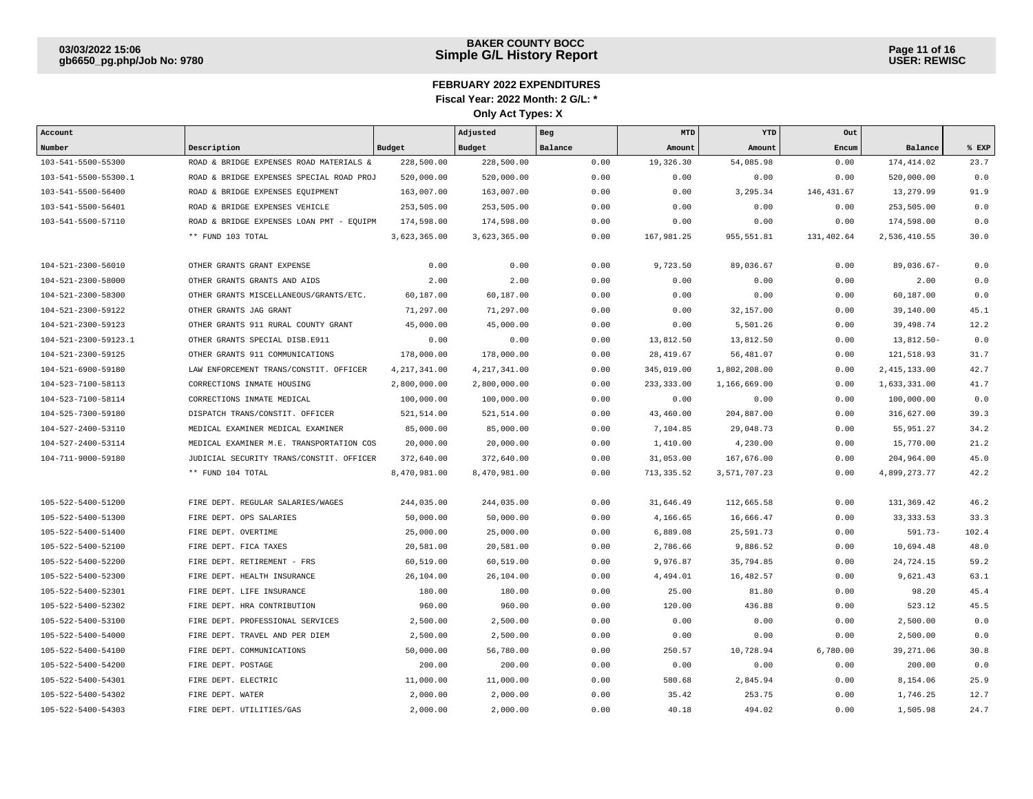# BAKER COUNTY BOCC

## Simple G/L History Report

**FEBRUARY 2022 EXPENDITURES**

**Fiscal Year: 2022 Month: 2 G/L: ***

**Only Act Types: X**

| Account Number | Description | Budget | Adjusted Budget | Beg Balance | MTD Amount | YTD Amount | Out Encum | Balance | % EXP |
|---|---|---|---|---|---|---|---|---|---|
| 103-541-5500-55300 | ROAD & BRIDGE EXPENSES ROAD MATERIALS & | 228,500.00 | 228,500.00 | 0.00 | 19,326.30 | 54,085.98 | 0.00 | 174,414.02 | 23.7 |
| 103-541-5500-55300.1 | ROAD & BRIDGE EXPENSES SPECIAL ROAD PROJ | 520,000.00 | 520,000.00 | 0.00 | 0.00 | 0.00 | 0.00 | 520,000.00 | 0.0 |
| 103-541-5500-56400 | ROAD & BRIDGE EXPENSES EQUIPMENT | 163,007.00 | 163,007.00 | 0.00 | 0.00 | 3,295.34 | 146,431.67 | 13,279.99 | 91.9 |
| 103-541-5500-56401 | ROAD & BRIDGE EXPENSES VEHICLE | 253,505.00 | 253,505.00 | 0.00 | 0.00 | 0.00 | 0.00 | 253,505.00 | 0.0 |
| 103-541-5500-57110 | ROAD & BRIDGE EXPENSES LOAN PMT - EQUIPM | 174,598.00 | 174,598.00 | 0.00 | 0.00 | 0.00 | 0.00 | 174,598.00 | 0.0 |
| | ** FUND 103 TOTAL | 3,623,365.00 | 3,623,365.00 | 0.00 | 167,981.25 | 955,551.81 | 131,402.64 | 2,536,410.55 | 30.0 |
| 104-521-2300-56010 | OTHER GRANTS GRANT EXPENSE | 0.00 | 0.00 | 0.00 | 9,723.50 | 89,036.67 | 0.00 | 89,036.67- | 0.0 |
| 104-521-2300-58000 | OTHER GRANTS GRANTS AND AIDS | 2.00 | 2.00 | 0.00 | 0.00 | 0.00 | 0.00 | 2.00 | 0.0 |
| 104-521-2300-58300 | OTHER GRANTS MISCELLANEOUS/GRANTS/ETC. | 60,187.00 | 60,187.00 | 0.00 | 0.00 | 0.00 | 0.00 | 60,187.00 | 0.0 |
| 104-521-2300-59122 | OTHER GRANTS JAG GRANT | 71,297.00 | 71,297.00 | 0.00 | 0.00 | 32,157.00 | 0.00 | 39,140.00 | 45.1 |
| 104-521-2300-59123 | OTHER GRANTS 911 RURAL COUNTY GRANT | 45,000.00 | 45,000.00 | 0.00 | 0.00 | 5,501.26 | 0.00 | 39,498.74 | 12.2 |
| 104-521-2300-59123.1 | OTHER GRANTS SPECIAL DISB.E911 | 0.00 | 0.00 | 0.00 | 13,812.50 | 13,812.50 | 0.00 | 13,812.50- | 0.0 |
| 104-521-2300-59125 | OTHER GRANTS 911 COMMUNICATIONS | 178,000.00 | 178,000.00 | 0.00 | 28,419.67 | 56,481.07 | 0.00 | 121,518.93 | 31.7 |
| 104-521-6900-59180 | LAW ENFORCEMENT TRANS/CONSTIT. OFFICER | 4,217,341.00 | 4,217,341.00 | 0.00 | 345,019.00 | 1,802,208.00 | 0.00 | 2,415,133.00 | 42.7 |
| 104-523-7100-58113 | CORRECTIONS INMATE HOUSING | 2,800,000.00 | 2,800,000.00 | 0.00 | 233,333.00 | 1,166,669.00 | 0.00 | 1,633,331.00 | 41.7 |
| 104-523-7100-58114 | CORRECTIONS INMATE MEDICAL | 100,000.00 | 100,000.00 | 0.00 | 0.00 | 0.00 | 0.00 | 100,000.00 | 0.0 |
| 104-525-7300-59180 | DISPATCH TRANS/CONSTIT. OFFICER | 521,514.00 | 521,514.00 | 0.00 | 43,460.00 | 204,887.00 | 0.00 | 316,627.00 | 39.3 |
| 104-527-2400-53110 | MEDICAL EXAMINER MEDICAL EXAMINER | 85,000.00 | 85,000.00 | 0.00 | 7,104.85 | 29,048.73 | 0.00 | 55,951.27 | 34.2 |
| 104-527-2400-53114 | MEDICAL EXAMINER M.E. TRANSPORTATION COS | 20,000.00 | 20,000.00 | 0.00 | 1,410.00 | 4,230.00 | 0.00 | 15,770.00 | 21.2 |
| 104-711-9000-59180 | JUDICIAL SECURITY TRANS/CONSTIT. OFFICER | 372,640.00 | 372,640.00 | 0.00 | 31,053.00 | 167,676.00 | 0.00 | 204,964.00 | 45.0 |
| | ** FUND 104 TOTAL | 8,470,981.00 | 8,470,981.00 | 0.00 | 713,335.52 | 3,571,707.23 | 0.00 | 4,899,273.77 | 42.2 |
| 105-522-5400-51200 | FIRE DEPT. REGULAR SALARIES/WAGES | 244,035.00 | 244,035.00 | 0.00 | 31,646.49 | 112,665.58 | 0.00 | 131,369.42 | 46.2 |
| 105-522-5400-51300 | FIRE DEPT. OPS SALARIES | 50,000.00 | 50,000.00 | 0.00 | 4,166.65 | 16,666.47 | 0.00 | 33,333.53 | 33.3 |
| 105-522-5400-51400 | FIRE DEPT. OVERTIME | 25,000.00 | 25,000.00 | 0.00 | 6,889.08 | 25,591.73 | 0.00 | 591.73- | 102.4 |
| 105-522-5400-52100 | FIRE DEPT. FICA TAXES | 20,581.00 | 20,581.00 | 0.00 | 2,786.66 | 9,886.52 | 0.00 | 10,694.48 | 48.0 |
| 105-522-5400-52200 | FIRE DEPT. RETIREMENT - FRS | 60,519.00 | 60,519.00 | 0.00 | 9,976.87 | 35,794.85 | 0.00 | 24,724.15 | 59.2 |
| 105-522-5400-52300 | FIRE DEPT. HEALTH INSURANCE | 26,104.00 | 26,104.00 | 0.00 | 4,494.01 | 16,482.57 | 0.00 | 9,621.43 | 63.1 |
| 105-522-5400-52301 | FIRE DEPT. LIFE INSURANCE | 180.00 | 180.00 | 0.00 | 25.00 | 81.80 | 0.00 | 98.20 | 45.4 |
| 105-522-5400-52302 | FIRE DEPT. HRA CONTRIBUTION | 960.00 | 960.00 | 0.00 | 120.00 | 436.88 | 0.00 | 523.12 | 45.5 |
| 105-522-5400-53100 | FIRE DEPT. PROFESSIONAL SERVICES | 2,500.00 | 2,500.00 | 0.00 | 0.00 | 0.00 | 0.00 | 2,500.00 | 0.0 |
| 105-522-5400-54000 | FIRE DEPT. TRAVEL AND PER DIEM | 2,500.00 | 2,500.00 | 0.00 | 0.00 | 0.00 | 0.00 | 2,500.00 | 0.0 |
| 105-522-5400-54100 | FIRE DEPT. COMMUNICATIONS | 50,000.00 | 56,780.00 | 0.00 | 250.57 | 10,728.94 | 6,780.00 | 39,271.06 | 30.8 |
| 105-522-5400-54200 | FIRE DEPT. POSTAGE | 200.00 | 200.00 | 0.00 | 0.00 | 0.00 | 0.00 | 200.00 | 0.0 |
| 105-522-5400-54301 | FIRE DEPT. ELECTRIC | 11,000.00 | 11,000.00 | 0.00 | 580.68 | 2,845.94 | 0.00 | 8,154.06 | 25.9 |
| 105-522-5400-54302 | FIRE DEPT. WATER | 2,000.00 | 2,000.00 | 0.00 | 35.42 | 253.75 | 0.00 | 1,746.25 | 12.7 |
| 105-522-5400-54303 | FIRE DEPT. UTILITIES/GAS | 2,000.00 | 2,000.00 | 0.00 | 40.18 | 494.02 | 0.00 | 1,505.98 | 24.7 |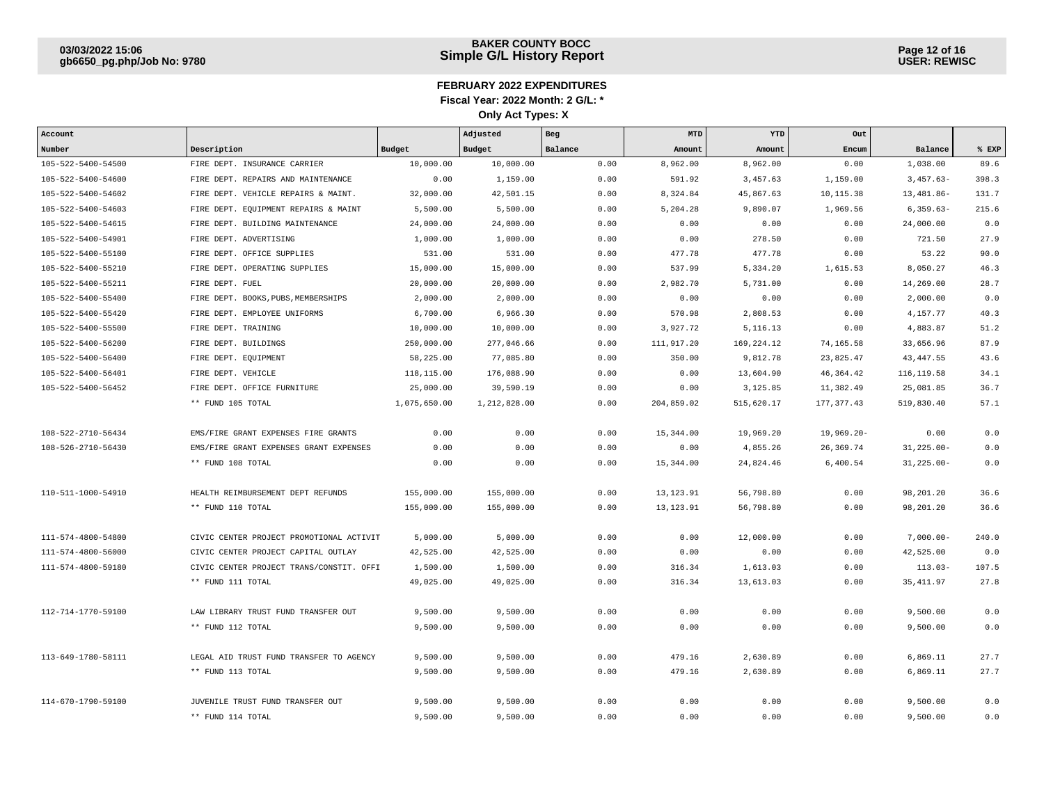**BAKER COUNTY BOCC**
**Simple G/L History Report**

## FEBRUARY 2022 EXPENDITURES

**Fiscal Year: 2022 Month: 2 G/L: \***

**Only Act Types: X**

| Account Number | Description | Budget | Adjusted Budget | Beg Balance | MTD Amount | YTD Amount | Out Encum | Balance | % EXP |
|---|---|---|---|---|---|---|---|---|---|
| 105-522-5400-54500 | FIRE DEPT. INSURANCE CARRIER | 10,000.00 | 10,000.00 | 0.00 | 8,962.00 | 8,962.00 | 0.00 | 1,038.00 | 89.6 |
| 105-522-5400-54600 | FIRE DEPT. REPAIRS AND MAINTENANCE | 0.00 | 1,159.00 | 0.00 | 591.92 | 3,457.63 | 1,159.00 | 3,457.63- | 398.3 |
| 105-522-5400-54602 | FIRE DEPT. VEHICLE REPAIRS & MAINT. | 32,000.00 | 42,501.15 | 0.00 | 8,324.84 | 45,867.63 | 10,115.38 | 13,481.86- | 131.7 |
| 105-522-5400-54603 | FIRE DEPT. EQUIPMENT REPAIRS & MAINT | 5,500.00 | 5,500.00 | 0.00 | 5,204.28 | 9,890.07 | 1,969.56 | 6,359.63- | 215.6 |
| 105-522-5400-54615 | FIRE DEPT. BUILDING MAINTENANCE | 24,000.00 | 24,000.00 | 0.00 | 0.00 | 0.00 | 0.00 | 24,000.00 | 0.0 |
| 105-522-5400-54901 | FIRE DEPT. ADVERTISING | 1,000.00 | 1,000.00 | 0.00 | 0.00 | 278.50 | 0.00 | 721.50 | 27.9 |
| 105-522-5400-55100 | FIRE DEPT. OFFICE SUPPLIES | 531.00 | 531.00 | 0.00 | 477.78 | 477.78 | 0.00 | 53.22 | 90.0 |
| 105-522-5400-55210 | FIRE DEPT. OPERATING SUPPLIES | 15,000.00 | 15,000.00 | 0.00 | 537.99 | 5,334.20 | 1,615.53 | 8,050.27 | 46.3 |
| 105-522-5400-55211 | FIRE DEPT. FUEL | 20,000.00 | 20,000.00 | 0.00 | 2,982.70 | 5,731.00 | 0.00 | 14,269.00 | 28.7 |
| 105-522-5400-55400 | FIRE DEPT. BOOKS,PUBS,MEMBERSHIPS | 2,000.00 | 2,000.00 | 0.00 | 0.00 | 0.00 | 0.00 | 2,000.00 | 0.0 |
| 105-522-5400-55420 | FIRE DEPT. EMPLOYEE UNIFORMS | 6,700.00 | 6,966.30 | 0.00 | 570.98 | 2,808.53 | 0.00 | 4,157.77 | 40.3 |
| 105-522-5400-55500 | FIRE DEPT. TRAINING | 10,000.00 | 10,000.00 | 0.00 | 3,927.72 | 5,116.13 | 0.00 | 4,883.87 | 51.2 |
| 105-522-5400-56200 | FIRE DEPT. BUILDINGS | 250,000.00 | 277,046.66 | 0.00 | 111,917.20 | 169,224.12 | 74,165.58 | 33,656.96 | 87.9 |
| 105-522-5400-56400 | FIRE DEPT. EQUIPMENT | 58,225.00 | 77,085.80 | 0.00 | 350.00 | 9,812.78 | 23,825.47 | 43,447.55 | 43.6 |
| 105-522-5400-56401 | FIRE DEPT. VEHICLE | 118,115.00 | 176,088.90 | 0.00 | 0.00 | 13,604.90 | 46,364.42 | 116,119.58 | 34.1 |
| 105-522-5400-56452 | FIRE DEPT. OFFICE FURNITURE | 25,000.00 | 39,590.19 | 0.00 | 0.00 | 3,125.85 | 11,382.49 | 25,081.85 | 36.7 |
| | ** FUND 105 TOTAL | 1,075,650.00 | 1,212,828.00 | 0.00 | 204,859.02 | 515,620.17 | 177,377.43 | 519,830.40 | 57.1 |
| 108-522-2710-56434 | EMS/FIRE GRANT EXPENSES FIRE GRANTS | 0.00 | 0.00 | 0.00 | 15,344.00 | 19,969.20 | 19,969.20- | 0.00 | 0.0 |
| 108-526-2710-56430 | EMS/FIRE GRANT EXPENSES GRANT EXPENSES | 0.00 | 0.00 | 0.00 | 0.00 | 4,855.26 | 26,369.74 | 31,225.00- | 0.0 |
| | ** FUND 108 TOTAL | 0.00 | 0.00 | 0.00 | 15,344.00 | 24,824.46 | 6,400.54 | 31,225.00- | 0.0 |
| 110-511-1000-54910 | HEALTH REIMBURSEMENT DEPT REFUNDS | 155,000.00 | 155,000.00 | 0.00 | 13,123.91 | 56,798.80 | 0.00 | 98,201.20 | 36.6 |
| | ** FUND 110 TOTAL | 155,000.00 | 155,000.00 | 0.00 | 13,123.91 | 56,798.80 | 0.00 | 98,201.20 | 36.6 |
| 111-574-4800-54800 | CIVIC CENTER PROJECT PROMOTIONAL ACTIVIT | 5,000.00 | 5,000.00 | 0.00 | 0.00 | 12,000.00 | 0.00 | 7,000.00- | 240.0 |
| 111-574-4800-56000 | CIVIC CENTER PROJECT CAPITAL OUTLAY | 42,525.00 | 42,525.00 | 0.00 | 0.00 | 0.00 | 0.00 | 42,525.00 | 0.0 |
| 111-574-4800-59180 | CIVIC CENTER PROJECT TRANS/CONSTIT. OFFI | 1,500.00 | 1,500.00 | 0.00 | 316.34 | 1,613.03 | 0.00 | 113.03- | 107.5 |
| | ** FUND 111 TOTAL | 49,025.00 | 49,025.00 | 0.00 | 316.34 | 13,613.03 | 0.00 | 35,411.97 | 27.8 |
| 112-714-1770-59100 | LAW LIBRARY TRUST FUND TRANSFER OUT | 9,500.00 | 9,500.00 | 0.00 | 0.00 | 0.00 | 0.00 | 9,500.00 | 0.0 |
| | ** FUND 112 TOTAL | 9,500.00 | 9,500.00 | 0.00 | 0.00 | 0.00 | 0.00 | 9,500.00 | 0.0 |
| 113-649-1780-58111 | LEGAL AID TRUST FUND TRANSFER TO AGENCY | 9,500.00 | 9,500.00 | 0.00 | 479.16 | 2,630.89 | 0.00 | 6,869.11 | 27.7 |
| | ** FUND 113 TOTAL | 9,500.00 | 9,500.00 | 0.00 | 479.16 | 2,630.89 | 0.00 | 6,869.11 | 27.7 |
| 114-670-1790-59100 | JUVENILE TRUST FUND TRANSFER OUT | 9,500.00 | 9,500.00 | 0.00 | 0.00 | 0.00 | 0.00 | 9,500.00 | 0.0 |
| | ** FUND 114 TOTAL | 9,500.00 | 9,500.00 | 0.00 | 0.00 | 0.00 | 0.00 | 9,500.00 | 0.0 |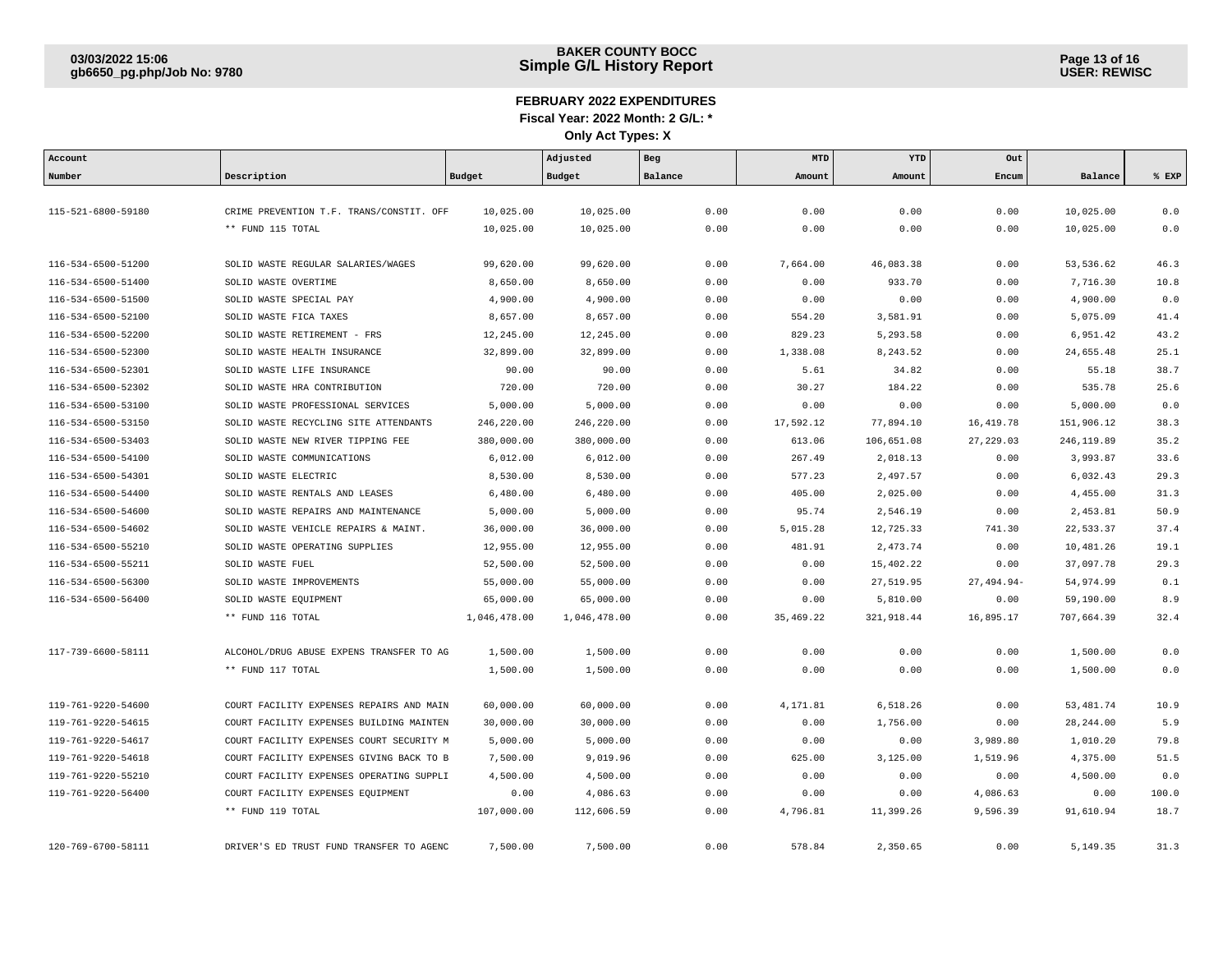# FEBRUARY 2022 EXPENDITURES

**Fiscal Year: 2022 Month: 2 G/L: ***

**Only Act Types: X**

| Account Number | Description | Budget | Adjusted Budget | Beg Balance | MTD Amount | YTD Amount | Out Encum | Balance | % EXP |
|---|---|---|---|---|---|---|---|---|---|
| 115-521-6800-59180 | CRIME PREVENTION T.F. TRANS/CONSTIT. OFF | 10,025.00 | 10,025.00 | 0.00 | 0.00 | 0.00 | 0.00 | 10,025.00 | 0.0 |
| | ** FUND 115 TOTAL | 10,025.00 | 10,025.00 | 0.00 | 0.00 | 0.00 | 0.00 | 10,025.00 | 0.0 |
| 116-534-6500-51200 | SOLID WASTE REGULAR SALARIES/WAGES | 99,620.00 | 99,620.00 | 0.00 | 7,664.00 | 46,083.38 | 0.00 | 53,536.62 | 46.3 |
| 116-534-6500-51400 | SOLID WASTE OVERTIME | 8,650.00 | 8,650.00 | 0.00 | 0.00 | 933.70 | 0.00 | 7,716.30 | 10.8 |
| 116-534-6500-51500 | SOLID WASTE SPECIAL PAY | 4,900.00 | 4,900.00 | 0.00 | 0.00 | 0.00 | 0.00 | 4,900.00 | 0.0 |
| 116-534-6500-52100 | SOLID WASTE FICA TAXES | 8,657.00 | 8,657.00 | 0.00 | 554.20 | 3,581.91 | 0.00 | 5,075.09 | 41.4 |
| 116-534-6500-52200 | SOLID WASTE RETIREMENT - FRS | 12,245.00 | 12,245.00 | 0.00 | 829.23 | 5,293.58 | 0.00 | 6,951.42 | 43.2 |
| 116-534-6500-52300 | SOLID WASTE HEALTH INSURANCE | 32,899.00 | 32,899.00 | 0.00 | 1,338.08 | 8,243.52 | 0.00 | 24,655.48 | 25.1 |
| 116-534-6500-52301 | SOLID WASTE LIFE INSURANCE | 90.00 | 90.00 | 0.00 | 5.61 | 34.82 | 0.00 | 55.18 | 38.7 |
| 116-534-6500-52302 | SOLID WASTE HRA CONTRIBUTION | 720.00 | 720.00 | 0.00 | 30.27 | 184.22 | 0.00 | 535.78 | 25.6 |
| 116-534-6500-53100 | SOLID WASTE PROFESSIONAL SERVICES | 5,000.00 | 5,000.00 | 0.00 | 0.00 | 0.00 | 0.00 | 5,000.00 | 0.0 |
| 116-534-6500-53150 | SOLID WASTE RECYCLING SITE ATTENDANTS | 246,220.00 | 246,220.00 | 0.00 | 17,592.12 | 77,894.10 | 16,419.78 | 151,906.12 | 38.3 |
| 116-534-6500-53403 | SOLID WASTE NEW RIVER TIPPING FEE | 380,000.00 | 380,000.00 | 0.00 | 613.06 | 106,651.08 | 27,229.03 | 246,119.89 | 35.2 |
| 116-534-6500-54100 | SOLID WASTE COMMUNICATIONS | 6,012.00 | 6,012.00 | 0.00 | 267.49 | 2,018.13 | 0.00 | 3,993.87 | 33.6 |
| 116-534-6500-54301 | SOLID WASTE ELECTRIC | 8,530.00 | 8,530.00 | 0.00 | 577.23 | 2,497.57 | 0.00 | 6,032.43 | 29.3 |
| 116-534-6500-54400 | SOLID WASTE RENTALS AND LEASES | 6,480.00 | 6,480.00 | 0.00 | 405.00 | 2,025.00 | 0.00 | 4,455.00 | 31.3 |
| 116-534-6500-54600 | SOLID WASTE REPAIRS AND MAINTENANCE | 5,000.00 | 5,000.00 | 0.00 | 95.74 | 2,546.19 | 0.00 | 2,453.81 | 50.9 |
| 116-534-6500-54602 | SOLID WASTE VEHICLE REPAIRS & MAINT. | 36,000.00 | 36,000.00 | 0.00 | 5,015.28 | 12,725.33 | 741.30 | 22,533.37 | 37.4 |
| 116-534-6500-55210 | SOLID WASTE OPERATING SUPPLIES | 12,955.00 | 12,955.00 | 0.00 | 481.91 | 2,473.74 | 0.00 | 10,481.26 | 19.1 |
| 116-534-6500-55211 | SOLID WASTE FUEL | 52,500.00 | 52,500.00 | 0.00 | 0.00 | 15,402.22 | 0.00 | 37,097.78 | 29.3 |
| 116-534-6500-56300 | SOLID WASTE IMPROVEMENTS | 55,000.00 | 55,000.00 | 0.00 | 0.00 | 27,519.95 | 27,494.94- | 54,974.99 | 0.1 |
| 116-534-6500-56400 | SOLID WASTE EQUIPMENT | 65,000.00 | 65,000.00 | 0.00 | 0.00 | 5,810.00 | 0.00 | 59,190.00 | 8.9 |
| | ** FUND 116 TOTAL | 1,046,478.00 | 1,046,478.00 | 0.00 | 35,469.22 | 321,918.44 | 16,895.17 | 707,664.39 | 32.4 |
| 117-739-6600-58111 | ALCOHOL/DRUG ABUSE EXPENS TRANSFER TO AG | 1,500.00 | 1,500.00 | 0.00 | 0.00 | 0.00 | 0.00 | 1,500.00 | 0.0 |
| | ** FUND 117 TOTAL | 1,500.00 | 1,500.00 | 0.00 | 0.00 | 0.00 | 0.00 | 1,500.00 | 0.0 |
| 119-761-9220-54600 | COURT FACILITY EXPENSES REPAIRS AND MAIN | 60,000.00 | 60,000.00 | 0.00 | 4,171.81 | 6,518.26 | 0.00 | 53,481.74 | 10.9 |
| 119-761-9220-54615 | COURT FACILITY EXPENSES BUILDING MAINTEN | 30,000.00 | 30,000.00 | 0.00 | 0.00 | 1,756.00 | 0.00 | 28,244.00 | 5.9 |
| 119-761-9220-54617 | COURT FACILITY EXPENSES COURT SECURITY M | 5,000.00 | 5,000.00 | 0.00 | 0.00 | 0.00 | 3,989.80 | 1,010.20 | 79.8 |
| 119-761-9220-54618 | COURT FACILITY EXPENSES GIVING BACK TO B | 7,500.00 | 9,019.96 | 0.00 | 625.00 | 3,125.00 | 1,519.96 | 4,375.00 | 51.5 |
| 119-761-9220-55210 | COURT FACILITY EXPENSES OPERATING SUPPLI | 4,500.00 | 4,500.00 | 0.00 | 0.00 | 0.00 | 0.00 | 4,500.00 | 0.0 |
| 119-761-9220-56400 | COURT FACILITY EXPENSES EQUIPMENT | 0.00 | 4,086.63 | 0.00 | 0.00 | 0.00 | 4,086.63 | 0.00 | 100.0 |
| | ** FUND 119 TOTAL | 107,000.00 | 112,606.59 | 0.00 | 4,796.81 | 11,399.26 | 9,596.39 | 91,610.94 | 18.7 |
| 120-769-6700-58111 | DRIVER'S ED TRUST FUND TRANSFER TO AGENC | 7,500.00 | 7,500.00 | 0.00 | 578.84 | 2,350.65 | 0.00 | 5,149.35 | 31.3 |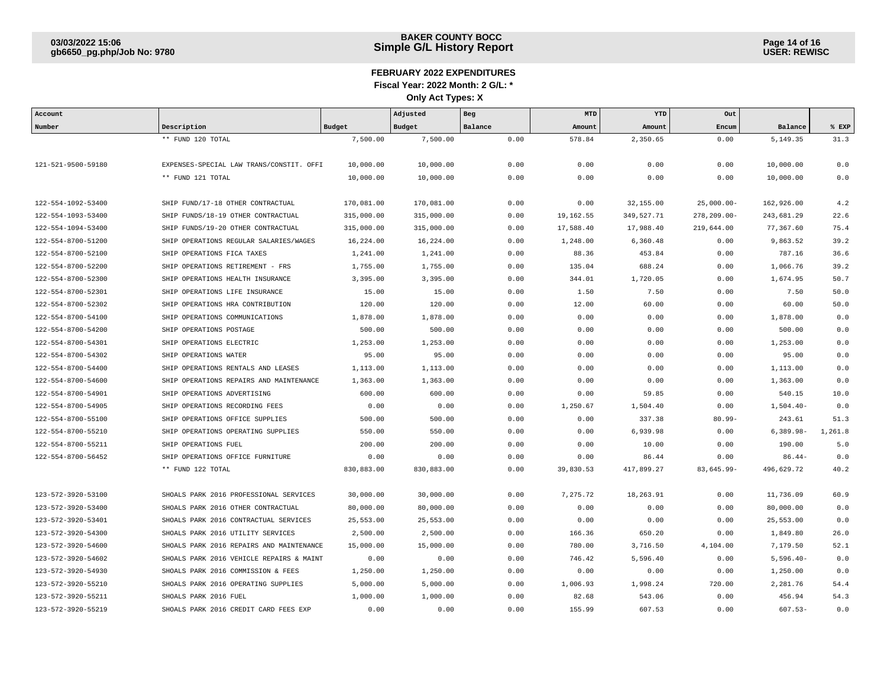**BAKER COUNTY BOCC**
**Simple G/L History Report**

**FEBRUARY 2022 EXPENDITURES**
**Fiscal Year: 2022 Month: 2 G/L: \***
**Only Act Types: X**

| Account Number | Description | Budget | Adjusted Budget | Beg Balance | MTD Amount | YTD Amount | Out Encum | Balance | % EXP |
|---|---|---|---|---|---|---|---|---|---|
| | ** FUND 120 TOTAL | 7,500.00 | 7,500.00 | 0.00 | 578.84 | 2,350.65 | 0.00 | 5,149.35 | 31.3 |
| 121-521-9500-59180 | EXPENSES-SPECIAL LAW TRANS/CONSTIT. OFFI | 10,000.00 | 10,000.00 | 0.00 | 0.00 | 0.00 | 0.00 | 10,000.00 | 0.0 |
| | ** FUND 121 TOTAL | 10,000.00 | 10,000.00 | 0.00 | 0.00 | 0.00 | 0.00 | 10,000.00 | 0.0 |
| 122-554-1092-53400 | SHIP FUND/17-18 OTHER CONTRACTUAL | 170,081.00 | 170,081.00 | 0.00 | 0.00 | 32,155.00 | 25,000.00- | 162,926.00 | 4.2 |
| 122-554-1093-53400 | SHIP FUNDS/18-19 OTHER CONTRACTUAL | 315,000.00 | 315,000.00 | 0.00 | 19,162.55 | 349,527.71 | 278,209.00- | 243,681.29 | 22.6 |
| 122-554-1094-53400 | SHIP FUNDS/19-20 OTHER CONTRACTUAL | 315,000.00 | 315,000.00 | 0.00 | 17,588.40 | 17,988.40 | 219,644.00 | 77,367.60 | 75.4 |
| 122-554-8700-51200 | SHIP OPERATIONS REGULAR SALARIES/WAGES | 16,224.00 | 16,224.00 | 0.00 | 1,248.00 | 6,360.48 | 0.00 | 9,863.52 | 39.2 |
| 122-554-8700-52100 | SHIP OPERATIONS FICA TAXES | 1,241.00 | 1,241.00 | 0.00 | 88.36 | 453.84 | 0.00 | 787.16 | 36.6 |
| 122-554-8700-52200 | SHIP OPERATIONS RETIREMENT - FRS | 1,755.00 | 1,755.00 | 0.00 | 135.04 | 688.24 | 0.00 | 1,066.76 | 39.2 |
| 122-554-8700-52300 | SHIP OPERATIONS HEALTH INSURANCE | 3,395.00 | 3,395.00 | 0.00 | 344.01 | 1,720.05 | 0.00 | 1,674.95 | 50.7 |
| 122-554-8700-52301 | SHIP OPERATIONS LIFE INSURANCE | 15.00 | 15.00 | 0.00 | 1.50 | 7.50 | 0.00 | 7.50 | 50.0 |
| 122-554-8700-52302 | SHIP OPERATIONS HRA CONTRIBUTION | 120.00 | 120.00 | 0.00 | 12.00 | 60.00 | 0.00 | 60.00 | 50.0 |
| 122-554-8700-54100 | SHIP OPERATIONS COMMUNICATIONS | 1,878.00 | 1,878.00 | 0.00 | 0.00 | 0.00 | 0.00 | 1,878.00 | 0.0 |
| 122-554-8700-54200 | SHIP OPERATIONS POSTAGE | 500.00 | 500.00 | 0.00 | 0.00 | 0.00 | 0.00 | 500.00 | 0.0 |
| 122-554-8700-54301 | SHIP OPERATIONS ELECTRIC | 1,253.00 | 1,253.00 | 0.00 | 0.00 | 0.00 | 0.00 | 1,253.00 | 0.0 |
| 122-554-8700-54302 | SHIP OPERATIONS WATER | 95.00 | 95.00 | 0.00 | 0.00 | 0.00 | 0.00 | 95.00 | 0.0 |
| 122-554-8700-54400 | SHIP OPERATIONS RENTALS AND LEASES | 1,113.00 | 1,113.00 | 0.00 | 0.00 | 0.00 | 0.00 | 1,113.00 | 0.0 |
| 122-554-8700-54600 | SHIP OPERATIONS REPAIRS AND MAINTENANCE | 1,363.00 | 1,363.00 | 0.00 | 0.00 | 0.00 | 0.00 | 1,363.00 | 0.0 |
| 122-554-8700-54901 | SHIP OPERATIONS ADVERTISING | 600.00 | 600.00 | 0.00 | 0.00 | 59.85 | 0.00 | 540.15 | 10.0 |
| 122-554-8700-54905 | SHIP OPERATIONS RECORDING FEES | 0.00 | 0.00 | 0.00 | 1,250.67 | 1,504.40 | 0.00 | 1,504.40- | 0.0 |
| 122-554-8700-55100 | SHIP OPERATIONS OFFICE SUPPLIES | 500.00 | 500.00 | 0.00 | 0.00 | 337.38 | 80.99- | 243.61 | 51.3 |
| 122-554-8700-55210 | SHIP OPERATIONS OPERATING SUPPLIES | 550.00 | 550.00 | 0.00 | 0.00 | 6,939.98 | 0.00 | 6,389.98- | 1,261.8 |
| 122-554-8700-55211 | SHIP OPERATIONS FUEL | 200.00 | 200.00 | 0.00 | 0.00 | 10.00 | 0.00 | 190.00 | 5.0 |
| 122-554-8700-56452 | SHIP OPERATIONS OFFICE FURNITURE | 0.00 | 0.00 | 0.00 | 0.00 | 86.44 | 0.00 | 86.44- | 0.0 |
| | ** FUND 122 TOTAL | 830,883.00 | 830,883.00 | 0.00 | 39,830.53 | 417,899.27 | 83,645.99- | 496,629.72 | 40.2 |
| 123-572-3920-53100 | SHOALS PARK 2016 PROFESSIONAL SERVICES | 30,000.00 | 30,000.00 | 0.00 | 7,275.72 | 18,263.91 | 0.00 | 11,736.09 | 60.9 |
| 123-572-3920-53400 | SHOALS PARK 2016 OTHER CONTRACTUAL | 80,000.00 | 80,000.00 | 0.00 | 0.00 | 0.00 | 0.00 | 80,000.00 | 0.0 |
| 123-572-3920-53401 | SHOALS PARK 2016 CONTRACTUAL SERVICES | 25,553.00 | 25,553.00 | 0.00 | 0.00 | 0.00 | 0.00 | 25,553.00 | 0.0 |
| 123-572-3920-54300 | SHOALS PARK 2016 UTILITY SERVICES | 2,500.00 | 2,500.00 | 0.00 | 166.36 | 650.20 | 0.00 | 1,849.80 | 26.0 |
| 123-572-3920-54600 | SHOALS PARK 2016 REPAIRS AND MAINTENANCE | 15,000.00 | 15,000.00 | 0.00 | 780.00 | 3,716.50 | 4,104.00 | 7,179.50 | 52.1 |
| 123-572-3920-54602 | SHOALS PARK 2016 VEHICLE REPAIRS & MAINT | 0.00 | 0.00 | 0.00 | 746.42 | 5,596.40 | 0.00 | 5,596.40- | 0.0 |
| 123-572-3920-54930 | SHOALS PARK 2016 COMMISSION & FEES | 1,250.00 | 1,250.00 | 0.00 | 0.00 | 0.00 | 0.00 | 1,250.00 | 0.0 |
| 123-572-3920-55210 | SHOALS PARK 2016 OPERATING SUPPLIES | 5,000.00 | 5,000.00 | 0.00 | 1,006.93 | 1,998.24 | 720.00 | 2,281.76 | 54.4 |
| 123-572-3920-55211 | SHOALS PARK 2016 FUEL | 1,000.00 | 1,000.00 | 0.00 | 82.68 | 543.06 | 0.00 | 456.94 | 54.3 |
| 123-572-3920-55219 | SHOALS PARK 2016 CREDIT CARD FEES EXP | 0.00 | 0.00 | 0.00 | 155.99 | 607.53 | 0.00 | 607.53- | 0.0 |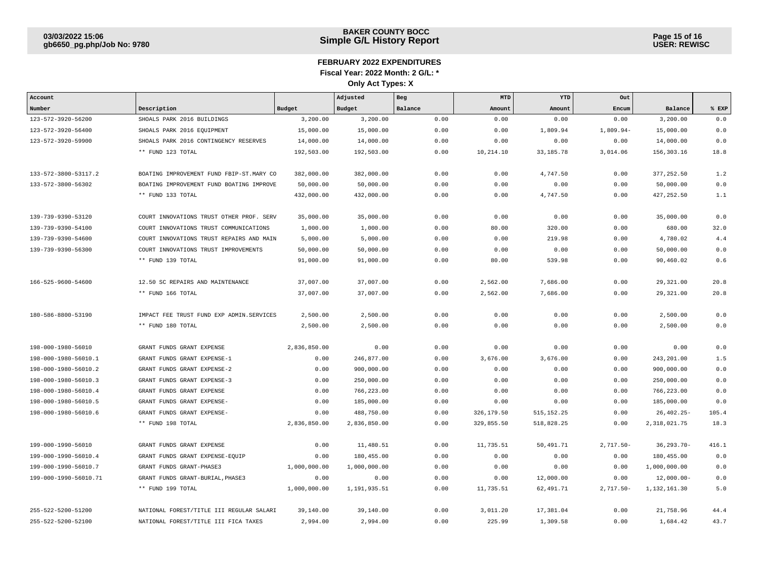# FEBRUARY 2022 EXPENDITURES

**Fiscal Year: 2022 Month: 2 G/L: \***

**Only Act Types: X**

| Account Number | Description | Budget | Adjusted Budget | Beg Balance | MTD Amount | YTD Amount | Out Encum | Balance | % EXP |
|---|---|---|---|---|---|---|---|---|---|
| 123-572-3920-56200 | SHOALS PARK 2016 BUILDINGS | 3,200.00 | 3,200.00 | 0.00 | 0.00 | 0.00 | 0.00 | 3,200.00 | 0.0 |
| 123-572-3920-56400 | SHOALS PARK 2016 EQUIPMENT | 15,000.00 | 15,000.00 | 0.00 | 0.00 | 1,809.94 | 1,809.94- | 15,000.00 | 0.0 |
| 123-572-3920-59900 | SHOALS PARK 2016 CONTINGENCY RESERVES | 14,000.00 | 14,000.00 | 0.00 | 0.00 | 0.00 | 0.00 | 14,000.00 | 0.0 |
| | ** FUND 123 TOTAL | 192,503.00 | 192,503.00 | 0.00 | 10,214.10 | 33,185.78 | 3,014.06 | 156,303.16 | 18.8 |
| 133-572-3800-53117.2 | BOATING IMPROVEMENT FUND FBIP-ST.MARY CO | 382,000.00 | 382,000.00 | 0.00 | 0.00 | 4,747.50 | 0.00 | 377,252.50 | 1.2 |
| 133-572-3800-56302 | BOATING IMPROVEMENT FUND BOATING IMPROVE | 50,000.00 | 50,000.00 | 0.00 | 0.00 | 0.00 | 0.00 | 50,000.00 | 0.0 |
| | ** FUND 133 TOTAL | 432,000.00 | 432,000.00 | 0.00 | 0.00 | 4,747.50 | 0.00 | 427,252.50 | 1.1 |
| 139-739-9390-53120 | COURT INNOVATIONS TRUST OTHER PROF. SERV | 35,000.00 | 35,000.00 | 0.00 | 0.00 | 0.00 | 0.00 | 35,000.00 | 0.0 |
| 139-739-9390-54100 | COURT INNOVATIONS TRUST COMMUNICATIONS | 1,000.00 | 1,000.00 | 0.00 | 80.00 | 320.00 | 0.00 | 680.00 | 32.0 |
| 139-739-9390-54600 | COURT INNOVATIONS TRUST REPAIRS AND MAIN | 5,000.00 | 5,000.00 | 0.00 | 0.00 | 219.98 | 0.00 | 4,780.02 | 4.4 |
| 139-739-9390-56300 | COURT INNOVATIONS TRUST IMPROVEMENTS | 50,000.00 | 50,000.00 | 0.00 | 0.00 | 0.00 | 0.00 | 50,000.00 | 0.0 |
| | ** FUND 139 TOTAL | 91,000.00 | 91,000.00 | 0.00 | 80.00 | 539.98 | 0.00 | 90,460.02 | 0.6 |
| 166-525-9600-54600 | 12.50 SC REPAIRS AND MAINTENANCE | 37,007.00 | 37,007.00 | 0.00 | 2,562.00 | 7,686.00 | 0.00 | 29,321.00 | 20.8 |
| | ** FUND 166 TOTAL | 37,007.00 | 37,007.00 | 0.00 | 2,562.00 | 7,686.00 | 0.00 | 29,321.00 | 20.8 |
| 180-586-8800-53190 | IMPACT FEE TRUST FUND EXP ADMIN.SERVICES | 2,500.00 | 2,500.00 | 0.00 | 0.00 | 0.00 | 0.00 | 2,500.00 | 0.0 |
| | ** FUND 180 TOTAL | 2,500.00 | 2,500.00 | 0.00 | 0.00 | 0.00 | 0.00 | 2,500.00 | 0.0 |
| 198-000-1980-56010 | GRANT FUNDS GRANT EXPENSE | 2,836,850.00 | 0.00 | 0.00 | 0.00 | 0.00 | 0.00 | 0.00 | 0.0 |
| 198-000-1980-56010.1 | GRANT FUNDS GRANT EXPENSE-1 | 0.00 | 246,877.00 | 0.00 | 3,676.00 | 3,676.00 | 0.00 | 243,201.00 | 1.5 |
| 198-000-1980-56010.2 | GRANT FUNDS GRANT EXPENSE-2 | 0.00 | 900,000.00 | 0.00 | 0.00 | 0.00 | 0.00 | 900,000.00 | 0.0 |
| 198-000-1980-56010.3 | GRANT FUNDS GRANT EXPENSE-3 | 0.00 | 250,000.00 | 0.00 | 0.00 | 0.00 | 0.00 | 250,000.00 | 0.0 |
| 198-000-1980-56010.4 | GRANT FUNDS GRANT EXPENSE | 0.00 | 766,223.00 | 0.00 | 0.00 | 0.00 | 0.00 | 766,223.00 | 0.0 |
| 198-000-1980-56010.5 | GRANT FUNDS GRANT EXPENSE- | 0.00 | 185,000.00 | 0.00 | 0.00 | 0.00 | 0.00 | 185,000.00 | 0.0 |
| 198-000-1980-56010.6 | GRANT FUNDS GRANT EXPENSE- | 0.00 | 488,750.00 | 0.00 | 326,179.50 | 515,152.25 | 0.00 | 26,402.25- | 105.4 |
| | ** FUND 198 TOTAL | 2,836,850.00 | 2,836,850.00 | 0.00 | 329,855.50 | 518,828.25 | 0.00 | 2,318,021.75 | 18.3 |
| 199-000-1990-56010 | GRANT FUNDS GRANT EXPENSE | 0.00 | 11,480.51 | 0.00 | 11,735.51 | 50,491.71 | 2,717.50- | 36,293.70- | 416.1 |
| 199-000-1990-56010.4 | GRANT FUNDS GRANT EXPENSE-EQUIP | 0.00 | 180,455.00 | 0.00 | 0.00 | 0.00 | 0.00 | 180,455.00 | 0.0 |
| 199-000-1990-56010.7 | GRANT FUNDS GRANT-PHASE3 | 1,000,000.00 | 1,000,000.00 | 0.00 | 0.00 | 0.00 | 0.00 | 1,000,000.00 | 0.0 |
| 199-000-1990-56010.71 | GRANT FUNDS GRANT-BURIAL,PHASE3 | 0.00 | 0.00 | 0.00 | 0.00 | 12,000.00 | 0.00 | 12,000.00- | 0.0 |
| | ** FUND 199 TOTAL | 1,000,000.00 | 1,191,935.51 | 0.00 | 11,735.51 | 62,491.71 | 2,717.50- | 1,132,161.30 | 5.0 |
| 255-522-5200-51200 | NATIONAL FOREST/TITLE III REGULAR SALARI | 39,140.00 | 39,140.00 | 0.00 | 3,011.20 | 17,381.04 | 0.00 | 21,758.96 | 44.4 |
| 255-522-5200-52100 | NATIONAL FOREST/TITLE III FICA TAXES | 2,994.00 | 2,994.00 | 0.00 | 225.99 | 1,309.58 | 0.00 | 1,684.42 | 43.7 |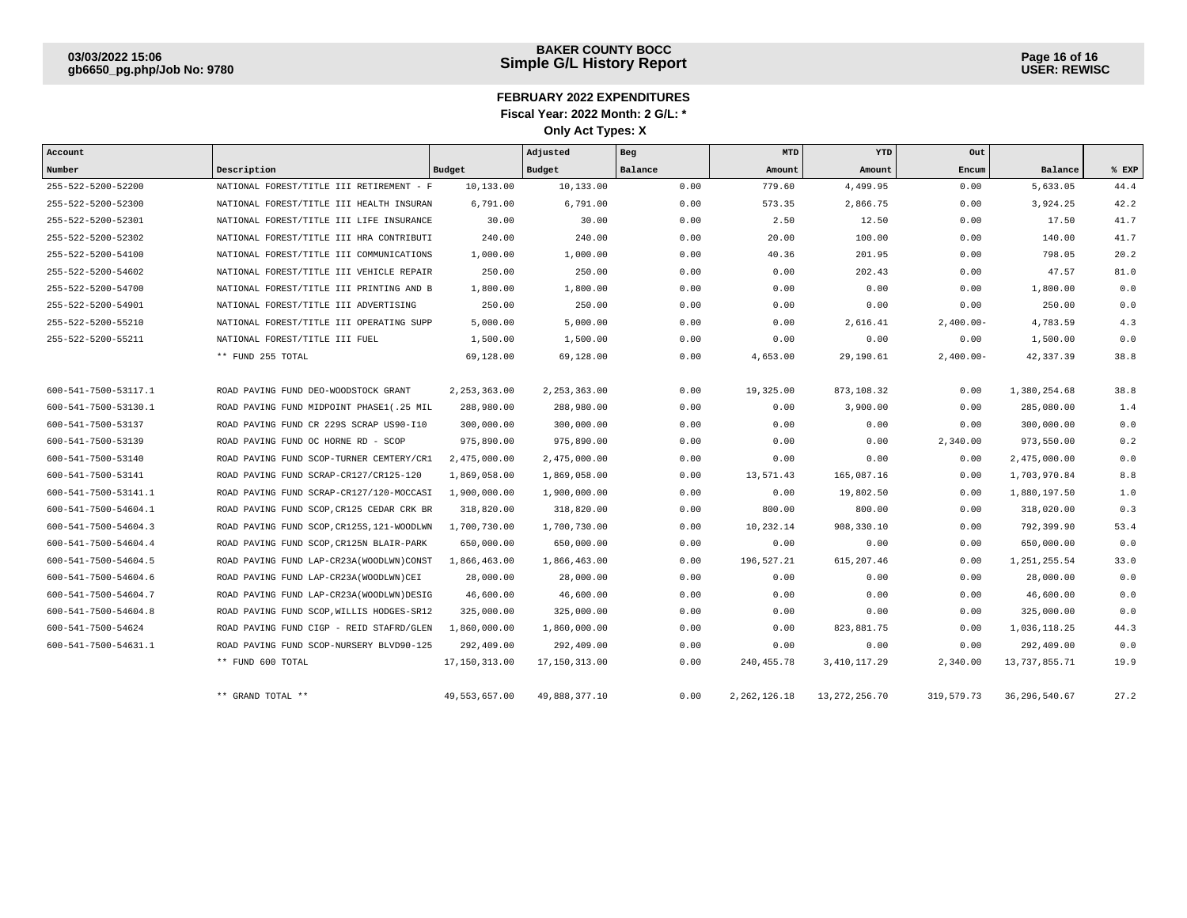# FEBRUARY 2022 EXPENDITURES

**Fiscal Year: 2022 Month: 2 G/L: \***

**Only Act Types: X**

| Account Number | Description | Budget | Adjusted Budget | Beg Balance | MTD Amount | YTD Amount | Out Encum | Balance | % EXP |
|---|---|---|---|---|---|---|---|---|---|
| 255-522-5200-52200 | NATIONAL FOREST/TITLE III RETIREMENT - F | 10,133.00 | 10,133.00 | 0.00 | 779.60 | 4,499.95 | 0.00 | 5,633.05 | 44.4 |
| 255-522-5200-52300 | NATIONAL FOREST/TITLE III HEALTH INSURAN | 6,791.00 | 6,791.00 | 0.00 | 573.35 | 2,866.75 | 0.00 | 3,924.25 | 42.2 |
| 255-522-5200-52301 | NATIONAL FOREST/TITLE III LIFE INSURANCE | 30.00 | 30.00 | 0.00 | 2.50 | 12.50 | 0.00 | 17.50 | 41.7 |
| 255-522-5200-52302 | NATIONAL FOREST/TITLE III HRA CONTRIBUTI | 240.00 | 240.00 | 0.00 | 20.00 | 100.00 | 0.00 | 140.00 | 41.7 |
| 255-522-5200-54100 | NATIONAL FOREST/TITLE III COMMUNICATIONS | 1,000.00 | 1,000.00 | 0.00 | 40.36 | 201.95 | 0.00 | 798.05 | 20.2 |
| 255-522-5200-54602 | NATIONAL FOREST/TITLE III VEHICLE REPAIR | 250.00 | 250.00 | 0.00 | 0.00 | 202.43 | 0.00 | 47.57 | 81.0 |
| 255-522-5200-54700 | NATIONAL FOREST/TITLE III PRINTING AND B | 1,800.00 | 1,800.00 | 0.00 | 0.00 | 0.00 | 0.00 | 1,800.00 | 0.0 |
| 255-522-5200-54901 | NATIONAL FOREST/TITLE III ADVERTISING | 250.00 | 250.00 | 0.00 | 0.00 | 0.00 | 0.00 | 250.00 | 0.0 |
| 255-522-5200-55210 | NATIONAL FOREST/TITLE III OPERATING SUPP | 5,000.00 | 5,000.00 | 0.00 | 0.00 | 2,616.41 | 2,400.00- | 4,783.59 | 4.3 |
| 255-522-5200-55211 | NATIONAL FOREST/TITLE III FUEL | 1,500.00 | 1,500.00 | 0.00 | 0.00 | 0.00 | 0.00 | 1,500.00 | 0.0 |
| | ** FUND 255 TOTAL | 69,128.00 | 69,128.00 | 0.00 | 4,653.00 | 29,190.61 | 2,400.00- | 42,337.39 | 38.8 |
| 600-541-7500-53117.1 | ROAD PAVING FUND DEO-WOODSTOCK GRANT | 2,253,363.00 | 2,253,363.00 | 0.00 | 19,325.00 | 873,108.32 | 0.00 | 1,380,254.68 | 38.8 |
| 600-541-7500-53130.1 | ROAD PAVING FUND MIDPOINT PHASE1(.25 MIL | 288,980.00 | 288,980.00 | 0.00 | 0.00 | 3,900.00 | 0.00 | 285,080.00 | 1.4 |
| 600-541-7500-53137 | ROAD PAVING FUND CR 229S SCRAP US90-I10 | 300,000.00 | 300,000.00 | 0.00 | 0.00 | 0.00 | 0.00 | 300,000.00 | 0.0 |
| 600-541-7500-53139 | ROAD PAVING FUND OC HORNE RD - SCOP | 975,890.00 | 975,890.00 | 0.00 | 0.00 | 0.00 | 2,340.00 | 973,550.00 | 0.2 |
| 600-541-7500-53140 | ROAD PAVING FUND SCOP-TURNER CEMTERY/CR1 | 2,475,000.00 | 2,475,000.00 | 0.00 | 0.00 | 0.00 | 0.00 | 2,475,000.00 | 0.0 |
| 600-541-7500-53141 | ROAD PAVING FUND SCRAP-CR127/CR125-120 | 1,869,058.00 | 1,869,058.00 | 0.00 | 13,571.43 | 165,087.16 | 0.00 | 1,703,970.84 | 8.8 |
| 600-541-7500-53141.1 | ROAD PAVING FUND SCRAP-CR127/120-MOCCASI | 1,900,000.00 | 1,900,000.00 | 0.00 | 0.00 | 19,802.50 | 0.00 | 1,880,197.50 | 1.0 |
| 600-541-7500-54604.1 | ROAD PAVING FUND SCOP,CR125 CEDAR CRK BR | 318,820.00 | 318,820.00 | 0.00 | 800.00 | 800.00 | 0.00 | 318,020.00 | 0.3 |
| 600-541-7500-54604.3 | ROAD PAVING FUND SCOP,CR125S,121-WOODLWN | 1,700,730.00 | 1,700,730.00 | 0.00 | 10,232.14 | 908,330.10 | 0.00 | 792,399.90 | 53.4 |
| 600-541-7500-54604.4 | ROAD PAVING FUND SCOP,CR125N BLAIR-PARK | 650,000.00 | 650,000.00 | 0.00 | 0.00 | 0.00 | 0.00 | 650,000.00 | 0.0 |
| 600-541-7500-54604.5 | ROAD PAVING FUND LAP-CR23A(WOODLWN)CONST | 1,866,463.00 | 1,866,463.00 | 0.00 | 196,527.21 | 615,207.46 | 0.00 | 1,251,255.54 | 33.0 |
| 600-541-7500-54604.6 | ROAD PAVING FUND LAP-CR23A(WOODLWN)CEI | 28,000.00 | 28,000.00 | 0.00 | 0.00 | 0.00 | 0.00 | 28,000.00 | 0.0 |
| 600-541-7500-54604.7 | ROAD PAVING FUND LAP-CR23A(WOODLWN)DESIG | 46,600.00 | 46,600.00 | 0.00 | 0.00 | 0.00 | 0.00 | 46,600.00 | 0.0 |
| 600-541-7500-54604.8 | ROAD PAVING FUND SCOP,WILLIS HODGES-SR12 | 325,000.00 | 325,000.00 | 0.00 | 0.00 | 0.00 | 0.00 | 325,000.00 | 0.0 |
| 600-541-7500-54624 | ROAD PAVING FUND CIGP - REID STAFRD/GLEN | 1,860,000.00 | 1,860,000.00 | 0.00 | 0.00 | 823,881.75 | 0.00 | 1,036,118.25 | 44.3 |
| 600-541-7500-54631.1 | ROAD PAVING FUND SCOP-NURSERY BLVD90-125 | 292,409.00 | 292,409.00 | 0.00 | 0.00 | 0.00 | 0.00 | 292,409.00 | 0.0 |
| | ** FUND 600 TOTAL | 17,150,313.00 | 17,150,313.00 | 0.00 | 240,455.78 | 3,410,117.29 | 2,340.00 | 13,737,855.71 | 19.9 |
| | ** GRAND TOTAL ** | 49,553,657.00 | 49,888,377.10 | 0.00 | 2,262,126.18 | 13,272,256.70 | 319,579.73 | 36,296,540.67 | 27.2 |